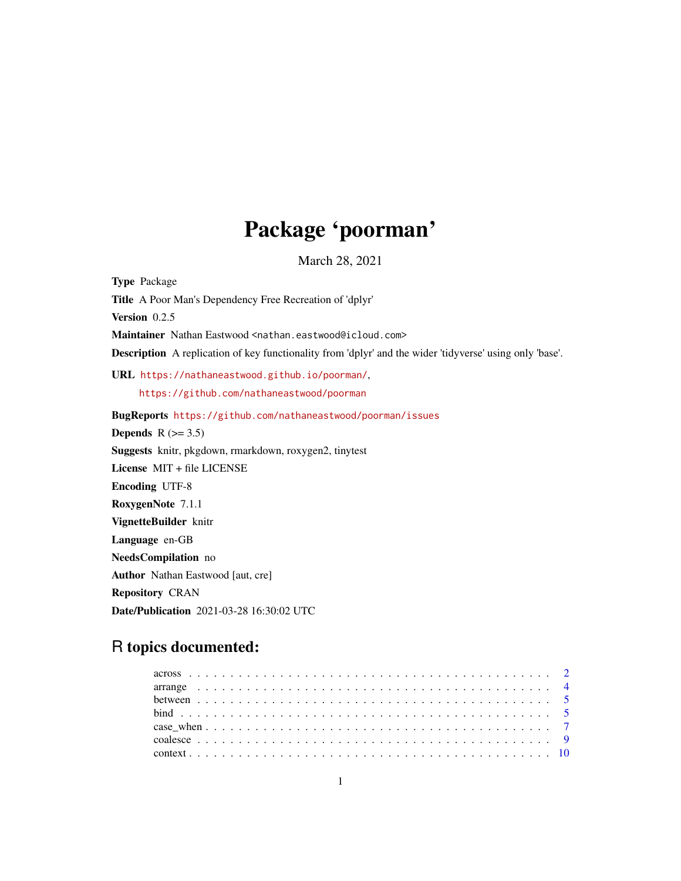# Package 'poorman'

March 28, 2021

**Type** Package

**Title** A Poor Man's Dependency Free Recreation of 'dplyr'

**Version** 0.2.5

**Maintainer** Nathan Eastwood <nathan.eastwood@icloud.com>

**Description** A replication of key functionality from 'dplyr' and the wider 'tidyverse' using only 'base'.

**URL** https://nathaneastwood.github.io/poorman/,
https://github.com/nathaneastwood/poorman

**BugReports** https://github.com/nathaneastwood/poorman/issues

**Depends** R (>= 3.5)

**Suggests** knitr, pkgdown, rmarkdown, roxygen2, tinytest

**License** MIT + file LICENSE

**Encoding** UTF-8

**RoxygenNote** 7.1.1

**VignetteBuilder** knitr

**Language** en-GB

**NeedsCompilation** no

**Author** Nathan Eastwood [aut, cre]

**Repository** CRAN

**Date/Publication** 2021-03-28 16:30:02 UTC

## R topics documented:

across . . . . . . . . . . . . . . . . . . . . . . . . . . . . . . . . . . . . . . . . . . . . 2
arrange . . . . . . . . . . . . . . . . . . . . . . . . . . . . . . . . . . . . . . . . . . . . 4
between . . . . . . . . . . . . . . . . . . . . . . . . . . . . . . . . . . . . . . . . . . . . 5
bind . . . . . . . . . . . . . . . . . . . . . . . . . . . . . . . . . . . . . . . . . . . . 5
case_when . . . . . . . . . . . . . . . . . . . . . . . . . . . . . . . . . . . . . . . . . . . . 7
coalesce . . . . . . . . . . . . . . . . . . . . . . . . . . . . . . . . . . . . . . . . . . . . 9
context . . . . . . . . . . . . . . . . . . . . . . . . . . . . . . . . . . . . . . . . . . . . 10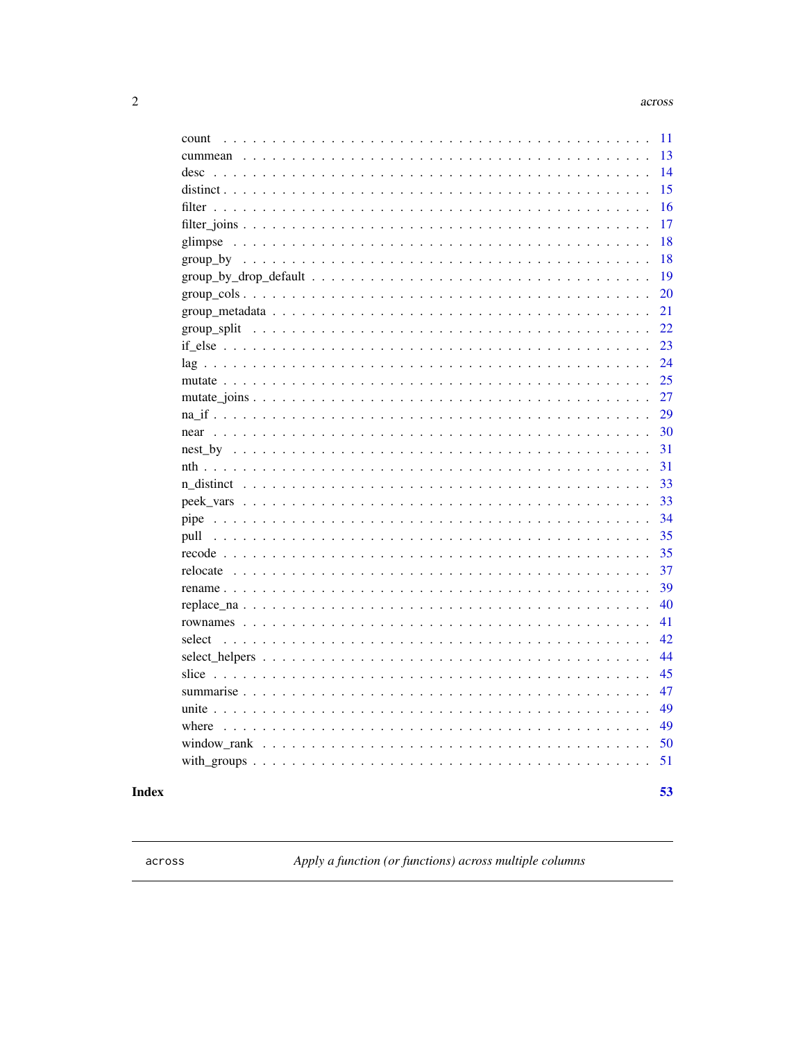count . . . . . . . . . . . . . . . . . . . . . . . . . . . . . . . . . . . . . . . . . . 11
cummean . . . . . . . . . . . . . . . . . . . . . . . . . . . . . . . . . . . . . . . . . 13
desc . . . . . . . . . . . . . . . . . . . . . . . . . . . . . . . . . . . . . . . . . . 14
distinct . . . . . . . . . . . . . . . . . . . . . . . . . . . . . . . . . . . . . . . . . 15
filter . . . . . . . . . . . . . . . . . . . . . . . . . . . . . . . . . . . . . . . . . . 16
filter_joins . . . . . . . . . . . . . . . . . . . . . . . . . . . . . . . . . . . . . . . 17
glimpse . . . . . . . . . . . . . . . . . . . . . . . . . . . . . . . . . . . . . . . . . 18
group_by . . . . . . . . . . . . . . . . . . . . . . . . . . . . . . . . . . . . . . . . 18
group_by_drop_default . . . . . . . . . . . . . . . . . . . . . . . . . . . . . . . . . 19
group_cols . . . . . . . . . . . . . . . . . . . . . . . . . . . . . . . . . . . . . . . 20
group_metadata . . . . . . . . . . . . . . . . . . . . . . . . . . . . . . . . . . . . . 21
group_split . . . . . . . . . . . . . . . . . . . . . . . . . . . . . . . . . . . . . . . 22
if_else . . . . . . . . . . . . . . . . . . . . . . . . . . . . . . . . . . . . . . . . . 23
lag . . . . . . . . . . . . . . . . . . . . . . . . . . . . . . . . . . . . . . . . . . . 24
mutate . . . . . . . . . . . . . . . . . . . . . . . . . . . . . . . . . . . . . . . . . 25
mutate_joins . . . . . . . . . . . . . . . . . . . . . . . . . . . . . . . . . . . . . . 27
na_if . . . . . . . . . . . . . . . . . . . . . . . . . . . . . . . . . . . . . . . . . . 29
near . . . . . . . . . . . . . . . . . . . . . . . . . . . . . . . . . . . . . . . . . . 30
nest_by . . . . . . . . . . . . . . . . . . . . . . . . . . . . . . . . . . . . . . . . . 31
nth . . . . . . . . . . . . . . . . . . . . . . . . . . . . . . . . . . . . . . . . . . . 31
n_distinct . . . . . . . . . . . . . . . . . . . . . . . . . . . . . . . . . . . . . . . 33
peek_vars . . . . . . . . . . . . . . . . . . . . . . . . . . . . . . . . . . . . . . . . 33
pipe . . . . . . . . . . . . . . . . . . . . . . . . . . . . . . . . . . . . . . . . . . 34
pull . . . . . . . . . . . . . . . . . . . . . . . . . . . . . . . . . . . . . . . . . . 35
recode . . . . . . . . . . . . . . . . . . . . . . . . . . . . . . . . . . . . . . . . . 35
relocate . . . . . . . . . . . . . . . . . . . . . . . . . . . . . . . . . . . . . . . . 37
rename . . . . . . . . . . . . . . . . . . . . . . . . . . . . . . . . . . . . . . . . . 39
replace_na . . . . . . . . . . . . . . . . . . . . . . . . . . . . . . . . . . . . . . . 40
rownames . . . . . . . . . . . . . . . . . . . . . . . . . . . . . . . . . . . . . . . . 41
select . . . . . . . . . . . . . . . . . . . . . . . . . . . . . . . . . . . . . . . . . 42
select_helpers . . . . . . . . . . . . . . . . . . . . . . . . . . . . . . . . . . . . . 44
slice . . . . . . . . . . . . . . . . . . . . . . . . . . . . . . . . . . . . . . . . . . 45
summarise . . . . . . . . . . . . . . . . . . . . . . . . . . . . . . . . . . . . . . . . 47
unite . . . . . . . . . . . . . . . . . . . . . . . . . . . . . . . . . . . . . . . . . . 49
where . . . . . . . . . . . . . . . . . . . . . . . . . . . . . . . . . . . . . . . . . . 49
window_rank . . . . . . . . . . . . . . . . . . . . . . . . . . . . . . . . . . . . . . . 50
with_groups . . . . . . . . . . . . . . . . . . . . . . . . . . . . . . . . . . . . . . . 51

**Index** **53**

---

`across` *Apply a function (or functions) across multiple columns*

---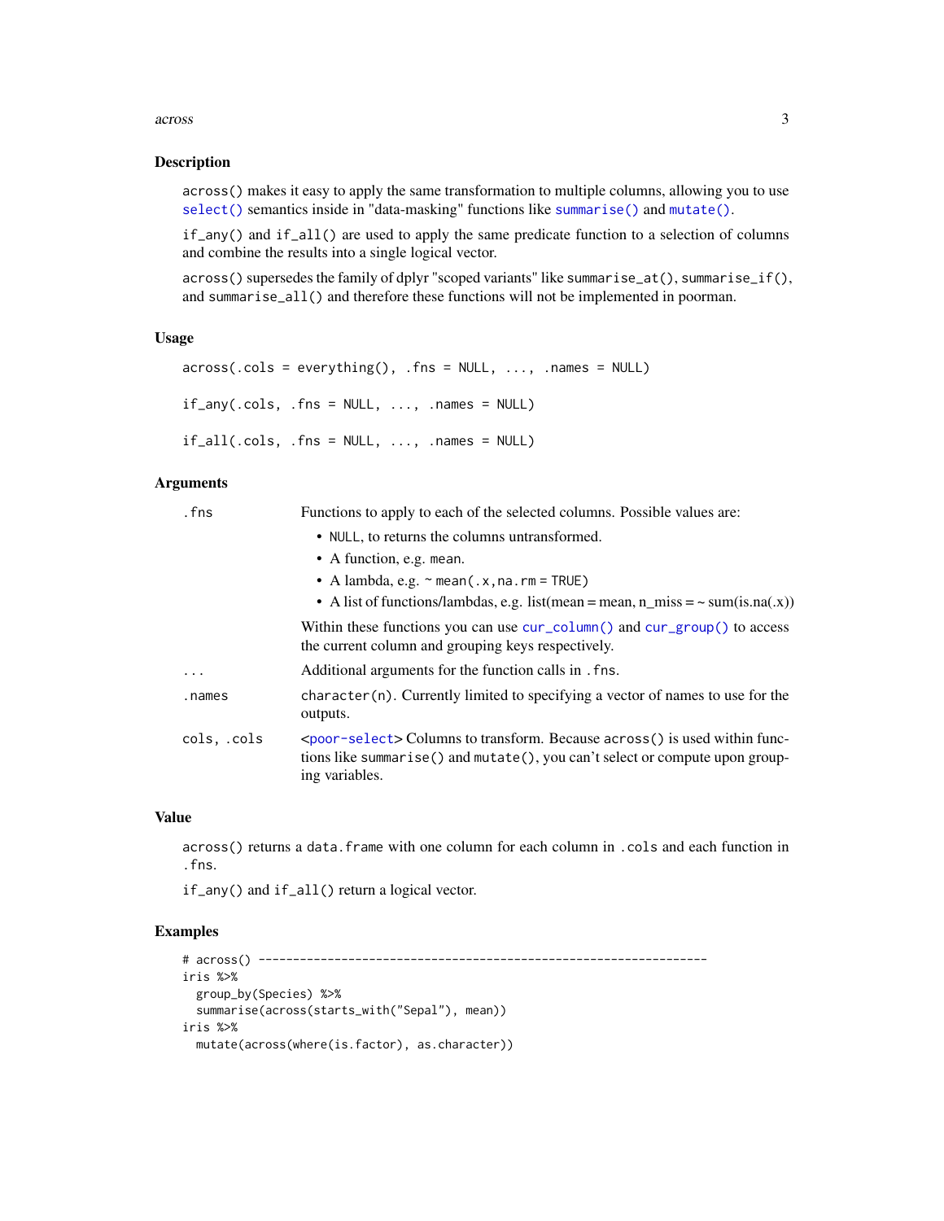## Description

`across()` makes it easy to apply the same transformation to multiple columns, allowing you to use `select()` semantics inside in "data-masking" functions like `summarise()` and `mutate()`.

`if_any()` and `if_all()` are used to apply the same predicate function to a selection of columns and combine the results into a single logical vector.

`across()` supersedes the family of dplyr "scoped variants" like `summarise_at()`, `summarise_if()`, and `summarise_all()` and therefore these functions will not be implemented in poorman.

## Usage

```
across(.cols = everything(), .fns = NULL, ..., .names = NULL)

if_any(.cols, .fns = NULL, ..., .names = NULL)

if_all(.cols, .fns = NULL, ..., .names = NULL)
```

## Arguments

| | |
|---|---|
| `.fns` | Functions to apply to each of the selected columns. Possible values are:<br>• `NULL`, to returns the columns untransformed.<br>• A function, e.g. `mean`.<br>• A lambda, e.g. `~ mean(.x, na.rm = TRUE)`<br>• A list of functions/lambdas, e.g. list(mean = mean, n_miss = ~ sum(is.na(.x))<br><br>Within these functions you can use `cur_column()` and `cur_group()` to access the current column and grouping keys respectively. |
| `...` | Additional arguments for the function calls in `.fns`. |
| `.names` | `character(n)`. Currently limited to specifying a vector of names to use for the outputs. |
| `cols, .cols` | <`poor-select`> Columns to transform. Because `across()` is used within functions like `summarise()` and `mutate()`, you can't select or compute upon grouping variables. |

## Value

`across()` returns a `data.frame` with one column for each column in `.cols` and each function in `.fns`.

`if_any()` and `if_all()` return a logical vector.

## Examples

```
# across() -----------------------------------------------------------------
iris %>%
  group_by(Species) %>%
  summarise(across(starts_with("Sepal"), mean))
iris %>%
  mutate(across(where(is.factor), as.character))
```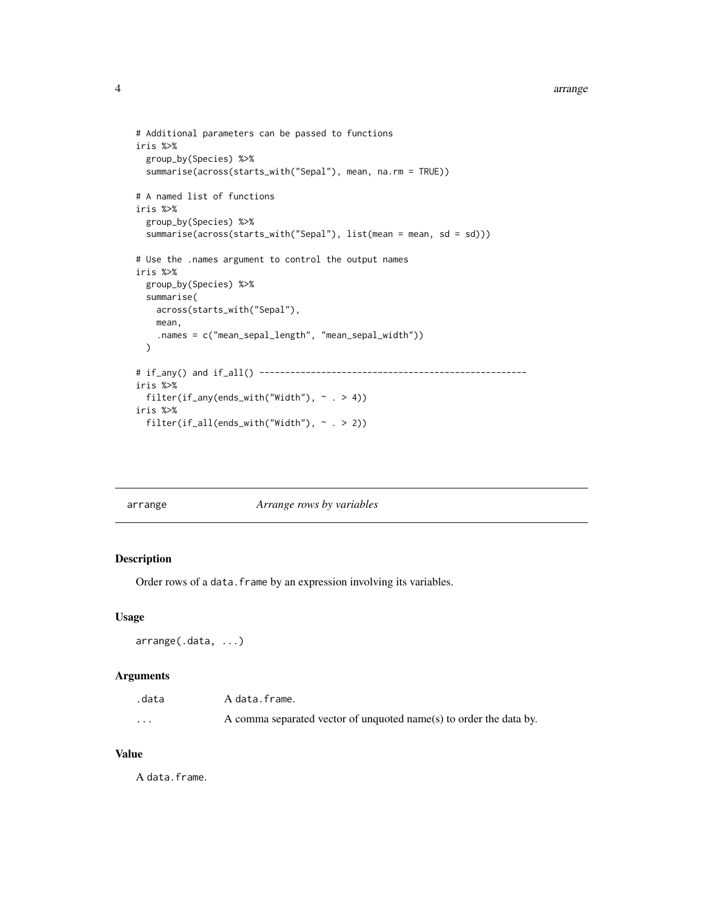```
# Additional parameters can be passed to functions
iris %>%
  group_by(Species) %>%
  summarise(across(starts_with("Sepal"), mean, na.rm = TRUE))

# A named list of functions
iris %>%
  group_by(Species) %>%
  summarise(across(starts_with("Sepal"), list(mean = mean, sd = sd)))

# Use the .names argument to control the output names
iris %>%
  group_by(Species) %>%
  summarise(
    across(starts_with("Sepal"),
    mean,
    .names = c("mean_sepal_length", "mean_sepal_width"))
  )

# if_any() and if_all() ----------------------------------------------------
iris %>%
  filter(if_any(ends_with("Width"), ~ . > 4))
iris %>%
  filter(if_all(ends_with("Width"), ~ . > 2))
```

## arrange *Arrange rows by variables*

### Description

Order rows of a `data.frame` by an expression involving its variables.

### Usage

```
arrange(.data, ...)
```

### Arguments

| | |
|---|---|
| `.data` | A `data.frame`. |
| `...` | A comma separated vector of unquoted name(s) to order the data by. |

### Value

A `data.frame`.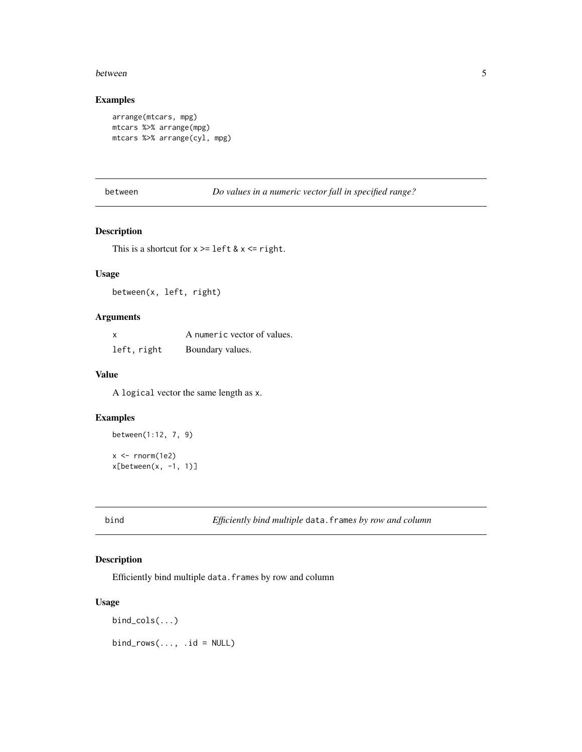### Examples

```
arrange(mtcars, mpg)
mtcars %>% arrange(mpg)
mtcars %>% arrange(cyl, mpg)
```

## between — *Do values in a numeric vector fall in specified range?*

### Description

This is a shortcut for `x >= left & x <= right`.

### Usage

```
between(x, left, right)
```

### Arguments

| | |
|---|---|
| `x` | A `numeric` vector of values. |
| `left, right` | Boundary values. |

### Value

A `logical` vector the same length as `x`.

### Examples

```
between(1:12, 7, 9)

x <- rnorm(1e2)
x[between(x, -1, 1)]
```

## bind — *Efficiently bind multiple* `data.frame`*s by row and column*

### Description

Efficiently bind multiple `data.frames` by row and column

### Usage

```
bind_cols(...)

bind_rows(..., .id = NULL)
```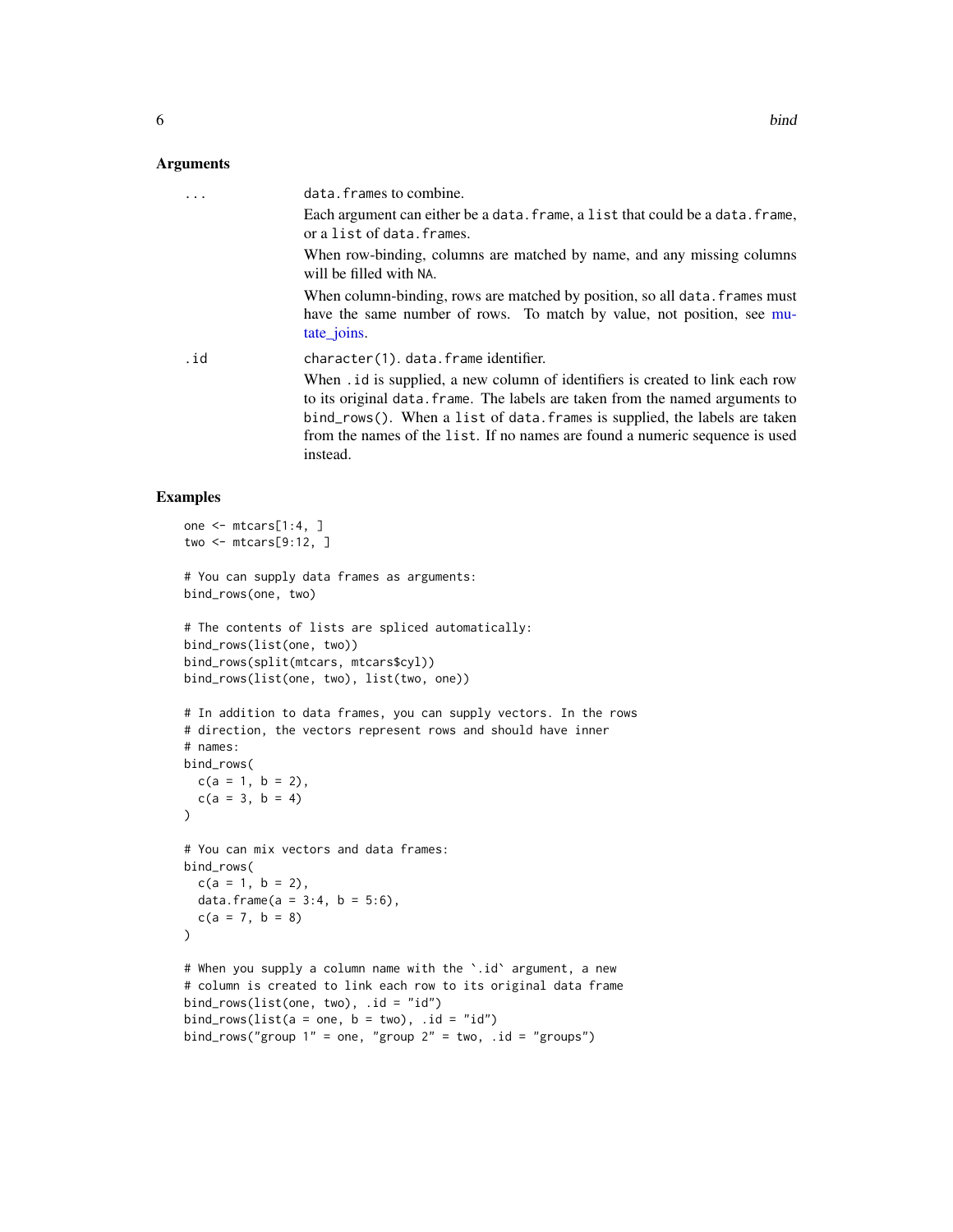## Arguments

`...` 
: data.frames to combine.

  Each argument can either be a data.frame, a list that could be a data.frame, or a list of data.frames.

  When row-binding, columns are matched by name, and any missing columns will be filled with NA.

  When column-binding, rows are matched by position, so all data.frames must have the same number of rows. To match by value, not position, see mutate_joins.

`.id` 
: character(1). data.frame identifier.

  When .id is supplied, a new column of identifiers is created to link each row to its original data.frame. The labels are taken from the named arguments to bind_rows(). When a list of data.frames is supplied, the labels are taken from the names of the list. If no names are found a numeric sequence is used instead.

## Examples

```
one <- mtcars[1:4, ]
two <- mtcars[9:12, ]

# You can supply data frames as arguments:
bind_rows(one, two)

# The contents of lists are spliced automatically:
bind_rows(list(one, two))
bind_rows(split(mtcars, mtcars$cyl))
bind_rows(list(one, two), list(two, one))

# In addition to data frames, you can supply vectors. In the rows
# direction, the vectors represent rows and should have inner
# names:
bind_rows(
  c(a = 1, b = 2),
  c(a = 3, b = 4)
)

# You can mix vectors and data frames:
bind_rows(
  c(a = 1, b = 2),
  data.frame(a = 3:4, b = 5:6),
  c(a = 7, b = 8)
)

# When you supply a column name with the `.id` argument, a new
# column is created to link each row to its original data frame
bind_rows(list(one, two), .id = "id")
bind_rows(list(a = one, b = two), .id = "id")
bind_rows("group 1" = one, "group 2" = two, .id = "groups")
```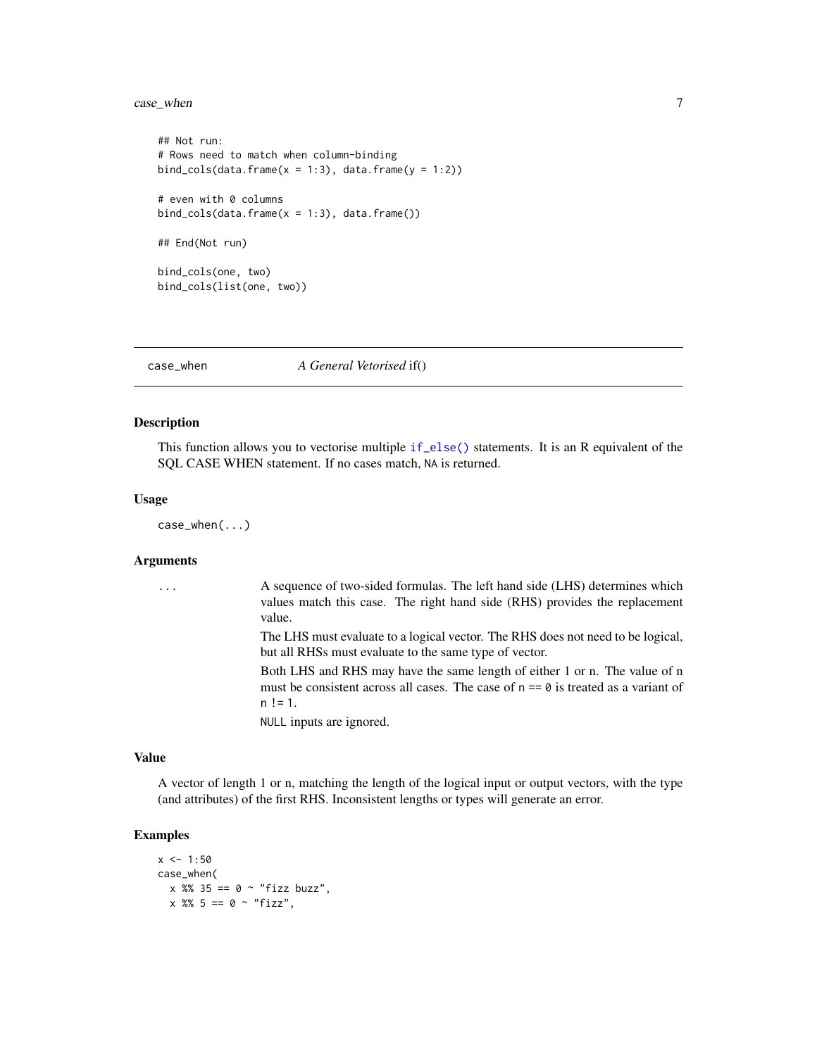```
## Not run:
# Rows need to match when column-binding
bind_cols(data.frame(x = 1:3), data.frame(y = 1:2))

# even with 0 columns
bind_cols(data.frame(x = 1:3), data.frame())

## End(Not run)

bind_cols(one, two)
bind_cols(list(one, two))
```

---

## case_when — *A General Vetorised* if()

### Description

This function allows you to vectorise multiple `if_else()` statements. It is an R equivalent of the SQL CASE WHEN statement. If no cases match, `NA` is returned.

### Usage

```
case_when(...)
```

### Arguments

| | |
|---|---|
| `...` | A sequence of two-sided formulas. The left hand side (LHS) determines which values match this case. The right hand side (RHS) provides the replacement value.<br>The LHS must evaluate to a logical vector. The RHS does not need to be logical, but all RHSs must evaluate to the same type of vector.<br>Both LHS and RHS may have the same length of either 1 or n. The value of n must be consistent across all cases. The case of `n == 0` is treated as a variant of `n != 1`.<br>`NULL` inputs are ignored. |

### Value

A vector of length 1 or n, matching the length of the logical input or output vectors, with the type (and attributes) of the first RHS. Inconsistent lengths or types will generate an error.

### Examples

```
x <- 1:50
case_when(
  x %% 35 == 0 ~ "fizz buzz",
  x %% 5 == 0 ~ "fizz",
```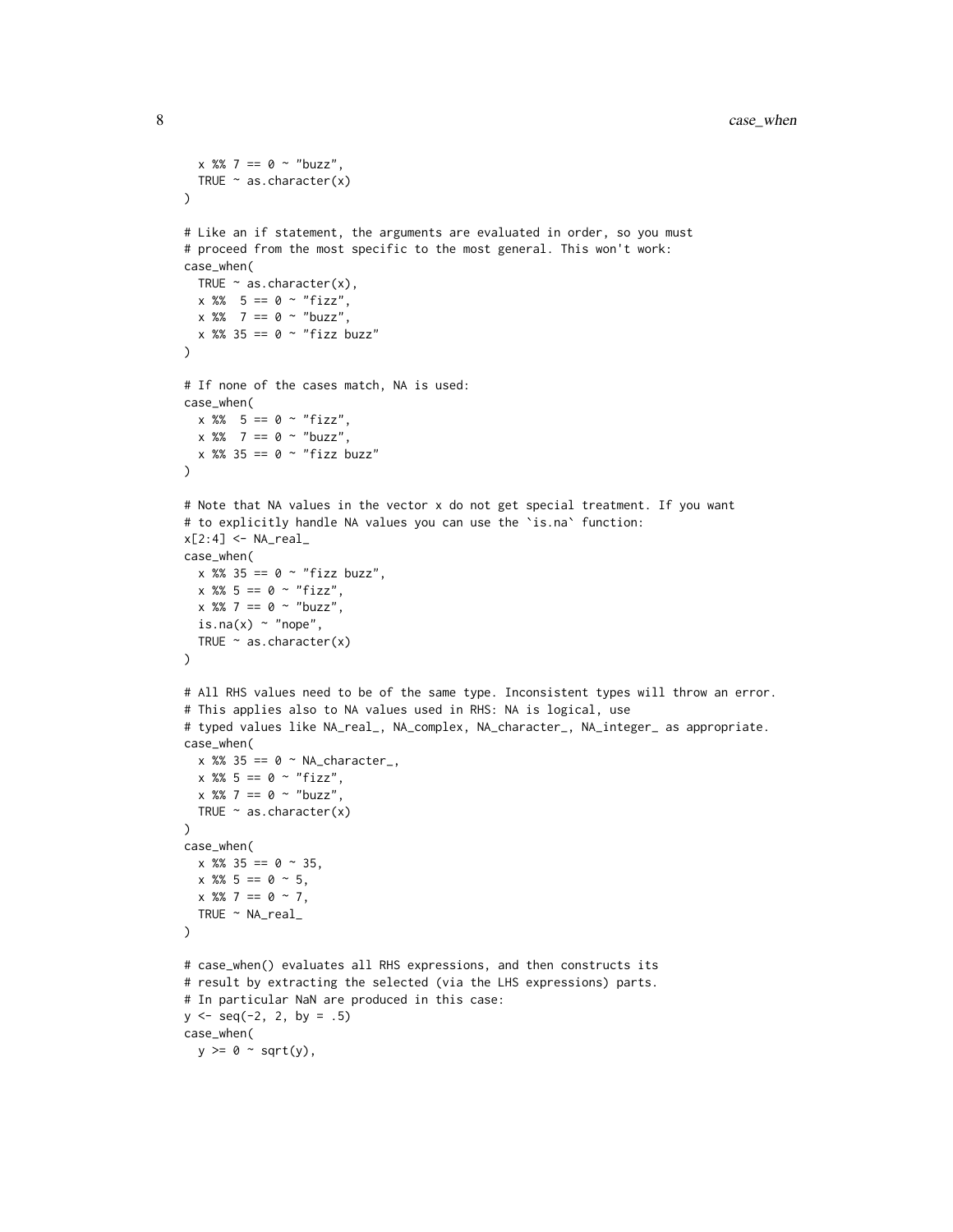```
  x %% 7 == 0 ~ "buzz",
  TRUE ~ as.character(x)
)

# Like an if statement, the arguments are evaluated in order, so you must
# proceed from the most specific to the most general. This won't work:
case_when(
  TRUE ~ as.character(x),
  x %%  5 == 0 ~ "fizz",
  x %%  7 == 0 ~ "buzz",
  x %% 35 == 0 ~ "fizz buzz"
)

# If none of the cases match, NA is used:
case_when(
  x %%  5 == 0 ~ "fizz",
  x %%  7 == 0 ~ "buzz",
  x %% 35 == 0 ~ "fizz buzz"
)

# Note that NA values in the vector x do not get special treatment. If you want
# to explicitly handle NA values you can use the `is.na` function:
x[2:4] <- NA_real_
case_when(
  x %% 35 == 0 ~ "fizz buzz",
  x %% 5 == 0 ~ "fizz",
  x %% 7 == 0 ~ "buzz",
  is.na(x) ~ "nope",
  TRUE ~ as.character(x)
)

# All RHS values need to be of the same type. Inconsistent types will throw an error.
# This applies also to NA values used in RHS: NA is logical, use
# typed values like NA_real_, NA_complex, NA_character_, NA_integer_ as appropriate.
case_when(
  x %% 35 == 0 ~ NA_character_,
  x %% 5 == 0 ~ "fizz",
  x %% 7 == 0 ~ "buzz",
  TRUE ~ as.character(x)
)
case_when(
  x %% 35 == 0 ~ 35,
  x %% 5 == 0 ~ 5,
  x %% 7 == 0 ~ 7,
  TRUE ~ NA_real_
)

# case_when() evaluates all RHS expressions, and then constructs its
# result by extracting the selected (via the LHS expressions) parts.
# In particular NaN are produced in this case:
y <- seq(-2, 2, by = .5)
case_when(
  y >= 0 ~ sqrt(y),
```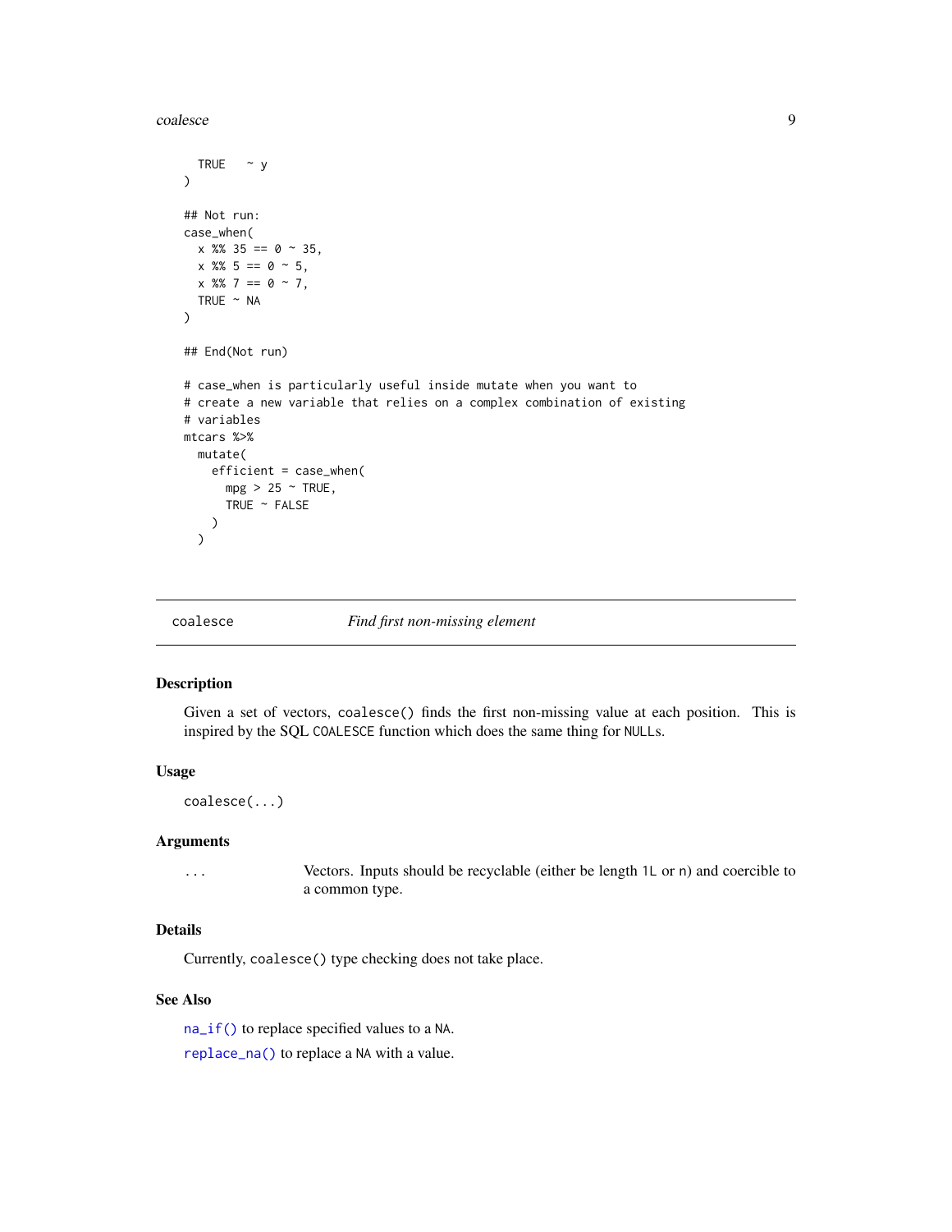```
  TRUE   ~ y
)

## Not run:
case_when(
  x %% 35 == 0 ~ 35,
  x %% 5 == 0 ~ 5,
  x %% 7 == 0 ~ 7,
  TRUE ~ NA
)

## End(Not run)

# case_when is particularly useful inside mutate when you want to
# create a new variable that relies on a complex combination of existing
# variables
mtcars %>%
  mutate(
    efficient = case_when(
      mpg > 25 ~ TRUE,
      TRUE ~ FALSE
    )
  )
```

## coalesce — *Find first non-missing element*

### Description

Given a set of vectors, `coalesce()` finds the first non-missing value at each position. This is inspired by the SQL `COALESCE` function which does the same thing for `NULL`s.

### Usage

```
coalesce(...)
```

### Arguments

| | |
|---|---|
| `...` | Vectors. Inputs should be recyclable (either be length `1L` or `n`) and coercible to a common type. |

### Details

Currently, `coalesce()` type checking does not take place.

### See Also

`na_if()` to replace specified values to a `NA`.

`replace_na()` to replace a `NA` with a value.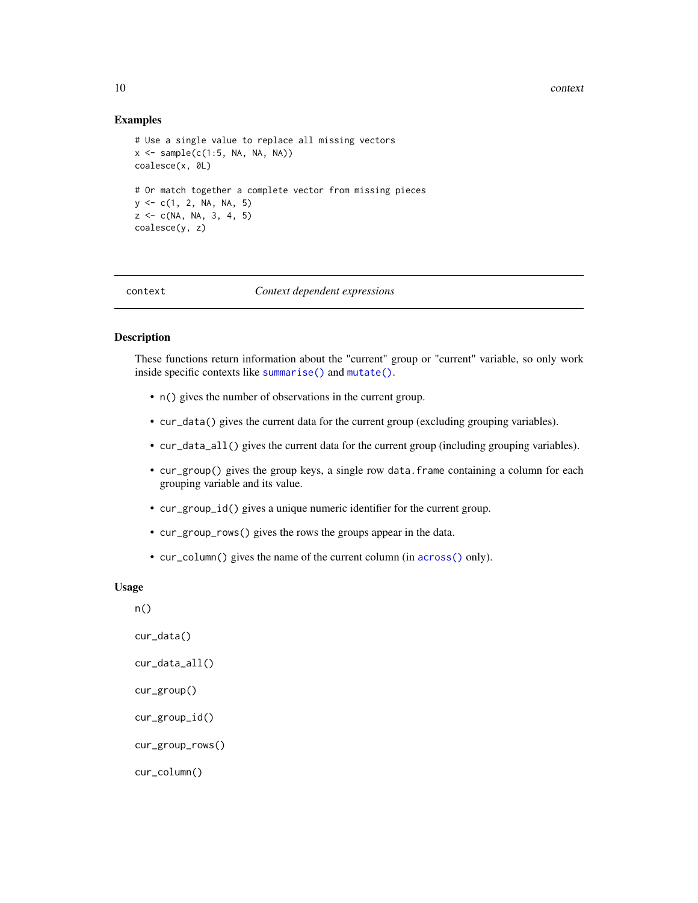### Examples

```
# Use a single value to replace all missing vectors
x <- sample(c(1:5, NA, NA, NA))
coalesce(x, 0L)

# Or match together a complete vector from missing pieces
y <- c(1, 2, NA, NA, 5)
z <- c(NA, NA, 3, 4, 5)
coalesce(y, z)
```

---

## context — *Context dependent expressions*

---

### Description

These functions return information about the "current" group or "current" variable, so only work inside specific contexts like `summarise()` and `mutate()`.

- `n()` gives the number of observations in the current group.
- `cur_data()` gives the current data for the current group (excluding grouping variables).
- `cur_data_all()` gives the current data for the current group (including grouping variables).
- `cur_group()` gives the group keys, a single row `data.frame` containing a column for each grouping variable and its value.
- `cur_group_id()` gives a unique numeric identifier for the current group.
- `cur_group_rows()` gives the rows the groups appear in the data.
- `cur_column()` gives the name of the current column (in `across()` only).

### Usage

```
n()

cur_data()

cur_data_all()

cur_group()

cur_group_id()

cur_group_rows()

cur_column()
```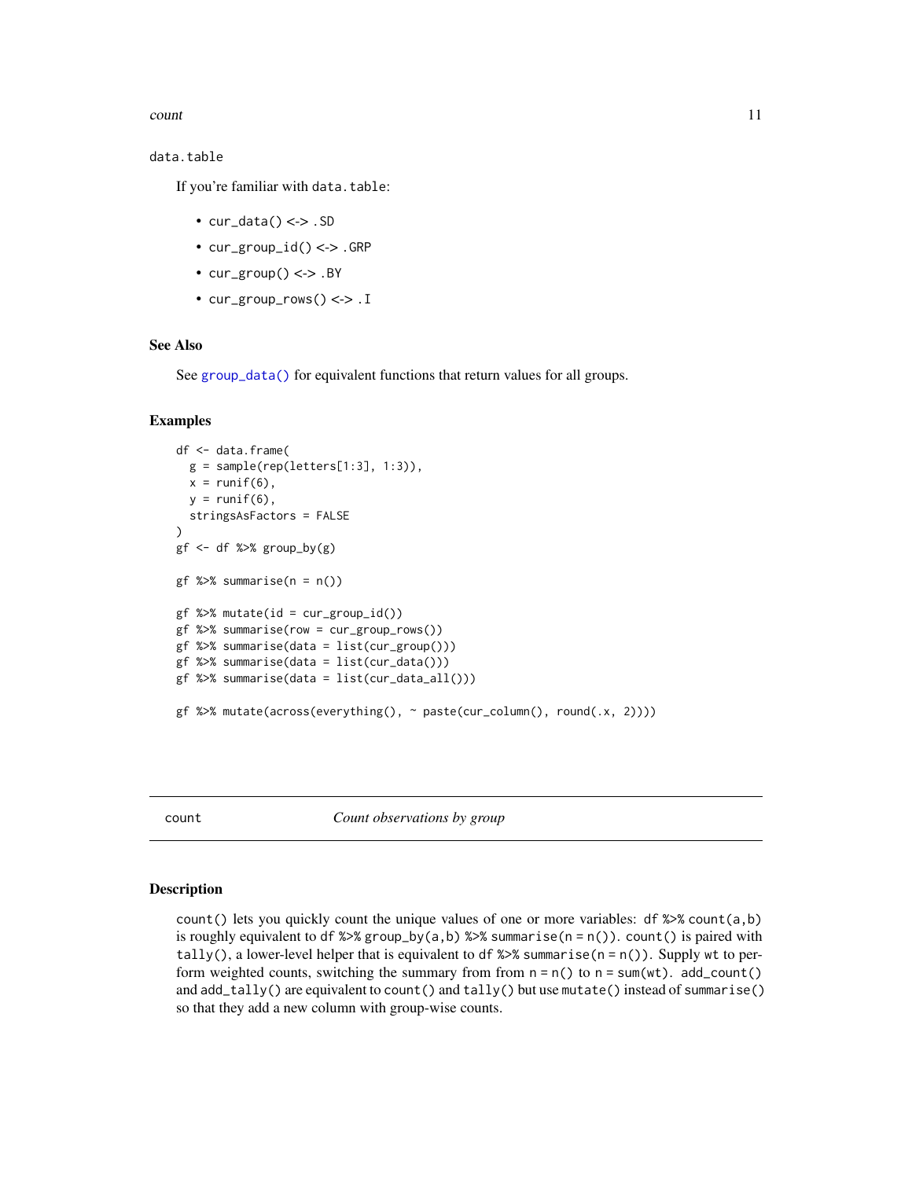data.table

If you're familiar with data.table:

- cur_data() <-> .SD
- cur_group_id() <-> .GRP
- cur_group() <-> .BY
- cur_group_rows() <-> .I

## See Also

See group_data() for equivalent functions that return values for all groups.

## Examples

```
df <- data.frame(
  g = sample(rep(letters[1:3], 1:3)),
  x = runif(6),
  y = runif(6),
  stringsAsFactors = FALSE
)
gf <- df %>% group_by(g)

gf %>% summarise(n = n())

gf %>% mutate(id = cur_group_id())
gf %>% summarise(row = cur_group_rows())
gf %>% summarise(data = list(cur_group()))
gf %>% summarise(data = list(cur_data()))
gf %>% summarise(data = list(cur_data_all()))

gf %>% mutate(across(everything(), ~ paste(cur_column(), round(.x, 2))))
```

---

# count *Count observations by group*

## Description

count() lets you quickly count the unique values of one or more variables: df %>% count(a,b) is roughly equivalent to df %>% group_by(a,b) %>% summarise(n = n()). count() is paired with tally(), a lower-level helper that is equivalent to df %>% summarise(n = n()). Supply wt to perform weighted counts, switching the summary from from n = n() to n = sum(wt). add_count() and add_tally() are equivalent to count() and tally() but use mutate() instead of summarise() so that they add a new column with group-wise counts.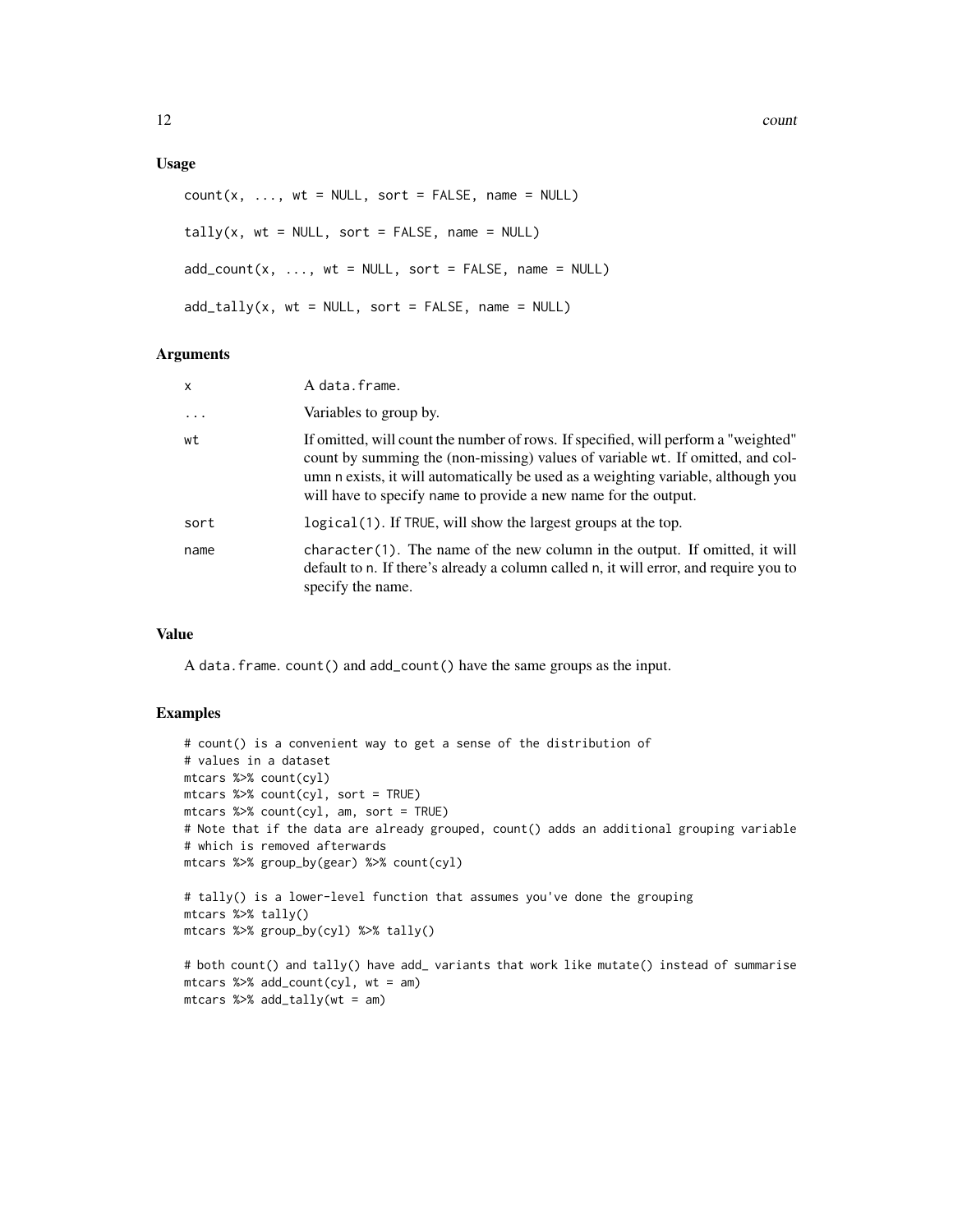### Usage

```
count(x, ..., wt = NULL, sort = FALSE, name = NULL)

tally(x, wt = NULL, sort = FALSE, name = NULL)

add_count(x, ..., wt = NULL, sort = FALSE, name = NULL)

add_tally(x, wt = NULL, sort = FALSE, name = NULL)
```

### Arguments

| | |
|---|---|
| x | A data.frame. |
| ... | Variables to group by. |
| wt | If omitted, will count the number of rows. If specified, will perform a "weighted" count by summing the (non-missing) values of variable wt. If omitted, and column n exists, it will automatically be used as a weighting variable, although you will have to specify name to provide a new name for the output. |
| sort | logical(1). If TRUE, will show the largest groups at the top. |
| name | character(1). The name of the new column in the output. If omitted, it will default to n. If there's already a column called n, it will error, and require you to specify the name. |

### Value

A data.frame. count() and add_count() have the same groups as the input.

### Examples

```
# count() is a convenient way to get a sense of the distribution of
# values in a dataset
mtcars %>% count(cyl)
mtcars %>% count(cyl, sort = TRUE)
mtcars %>% count(cyl, am, sort = TRUE)
# Note that if the data are already grouped, count() adds an additional grouping variable
# which is removed afterwards
mtcars %>% group_by(gear) %>% count(cyl)

# tally() is a lower-level function that assumes you've done the grouping
mtcars %>% tally()
mtcars %>% group_by(cyl) %>% tally()

# both count() and tally() have add_ variants that work like mutate() instead of summarise
mtcars %>% add_count(cyl, wt = am)
mtcars %>% add_tally(wt = am)
```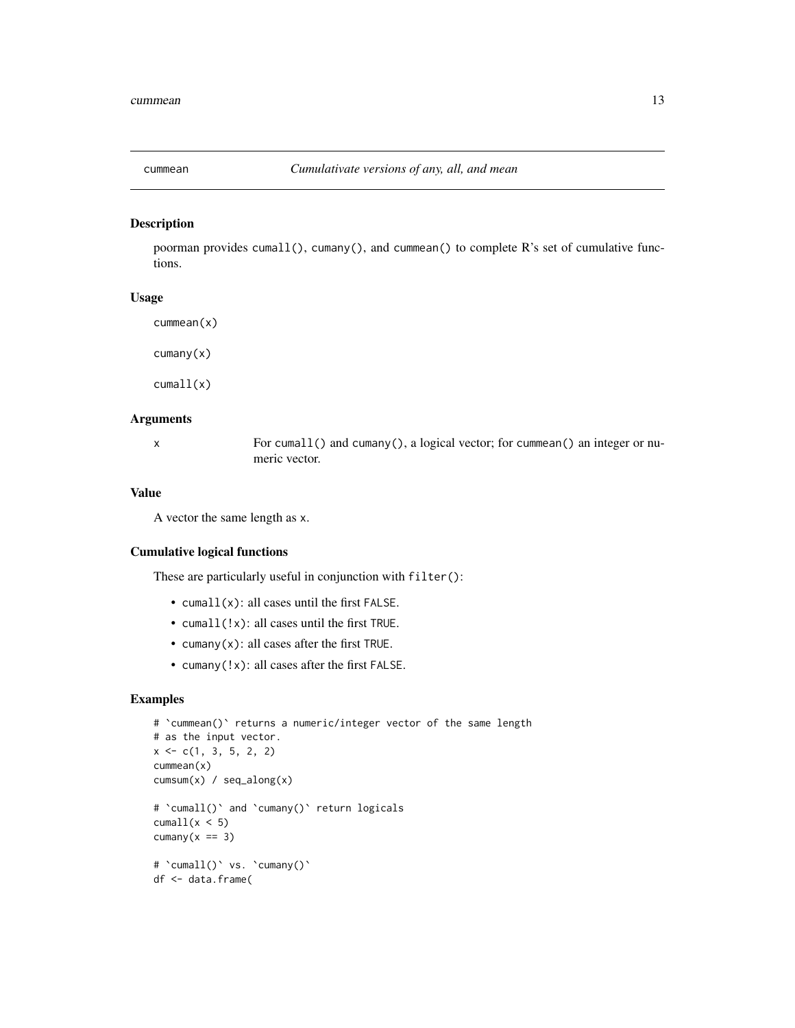## cummean — *Cumulativate versions of any, all, and mean*

### Description

poorman provides `cumall()`, `cumany()`, and `cummean()` to complete R's set of cumulative functions.

### Usage

```
cummean(x)

cumany(x)

cumall(x)
```

### Arguments

| | |
|---|---|
| x | For `cumall()` and `cumany()`, a logical vector; for `cummean()` an integer or numeric vector. |

### Value

A vector the same length as `x`.

### Cumulative logical functions

These are particularly useful in conjunction with `filter()`:

- `cumall(x)`: all cases until the first `FALSE`.
- `cumall(!x)`: all cases until the first `TRUE`.
- `cumany(x)`: all cases after the first `TRUE`.
- `cumany(!x)`: all cases after the first `FALSE`.

### Examples

```
# `cummean()` returns a numeric/integer vector of the same length
# as the input vector.
x <- c(1, 3, 5, 2, 2)
cummean(x)
cumsum(x) / seq_along(x)

# `cumall()` and `cumany()` return logicals
cumall(x < 5)
cumany(x == 3)

# `cumall()` vs. `cumany()`
df <- data.frame(
```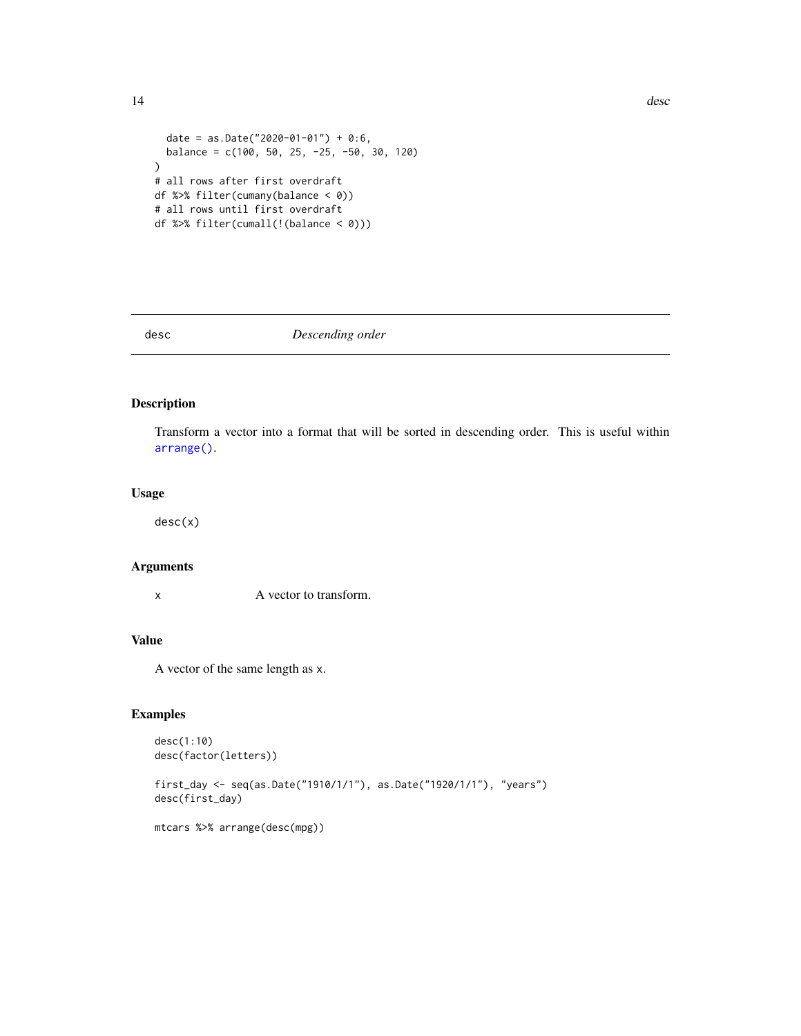```
  date = as.Date("2020-01-01") + 0:6,
  balance = c(100, 50, 25, -25, -50, 30, 120)
)
# all rows after first overdraft
df %>% filter(cumany(balance < 0))
# all rows until first overdraft
df %>% filter(cumall(!(balance < 0)))
```

## desc — *Descending order*

### Description

Transform a vector into a format that will be sorted in descending order. This is useful within `arrange()`.

### Usage

```
desc(x)
```

### Arguments

| | |
|---|---|
| x | A vector to transform. |

### Value

A vector of the same length as x.

### Examples

```
desc(1:10)
desc(factor(letters))

first_day <- seq(as.Date("1910/1/1"), as.Date("1920/1/1"), "years")
desc(first_day)

mtcars %>% arrange(desc(mpg))
```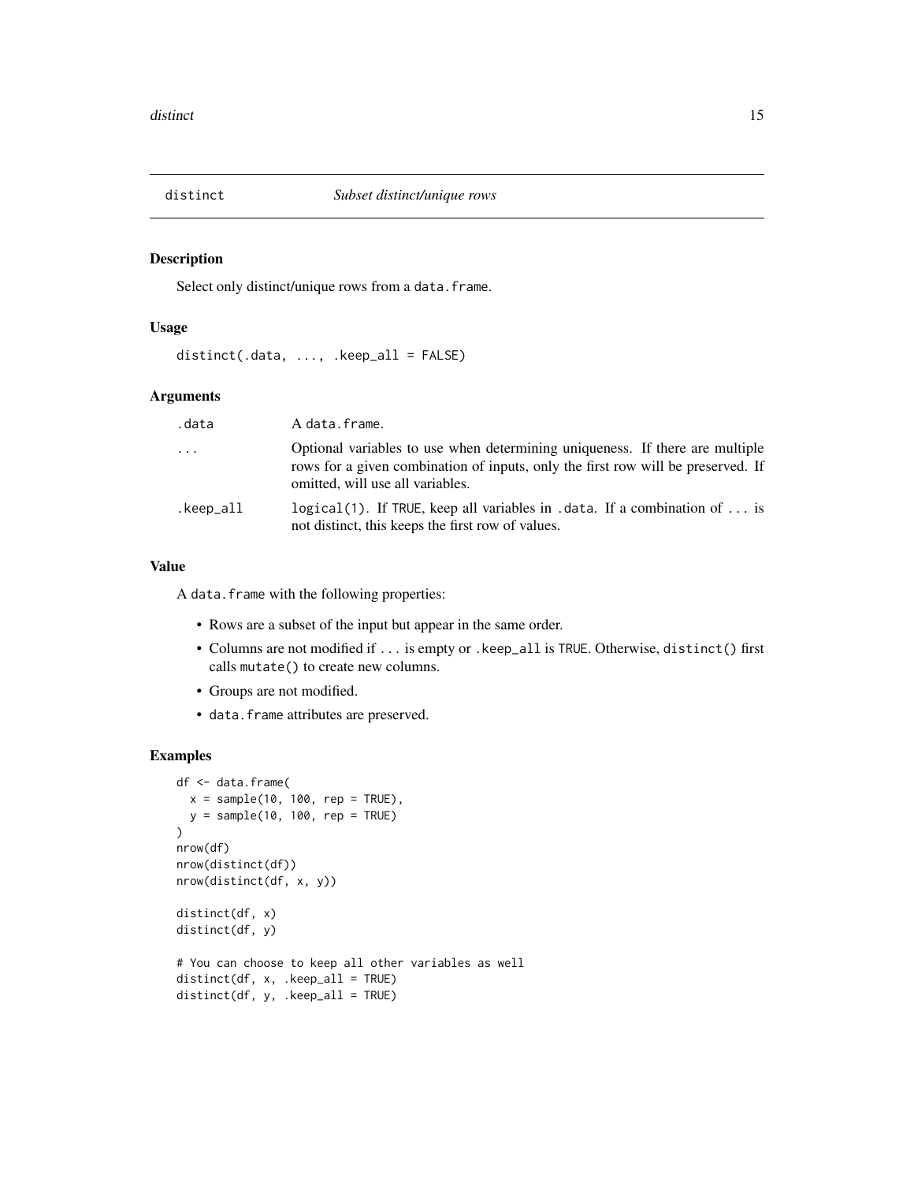## distinct — *Subset distinct/unique rows*

### Description

Select only distinct/unique rows from a `data.frame`.

### Usage

```
distinct(.data, ..., .keep_all = FALSE)
```

### Arguments

| | |
|---|---|
| `.data` | A `data.frame`. |
| `...` | Optional variables to use when determining uniqueness. If there are multiple rows for a given combination of inputs, only the first row will be preserved. If omitted, will use all variables. |
| `.keep_all` | `logical(1)`. If `TRUE`, keep all variables in `.data`. If a combination of `...` is not distinct, this keeps the first row of values. |

### Value

A `data.frame` with the following properties:

- Rows are a subset of the input but appear in the same order.
- Columns are not modified if `...` is empty or `.keep_all` is `TRUE`. Otherwise, `distinct()` first calls `mutate()` to create new columns.
- Groups are not modified.
- `data.frame` attributes are preserved.

### Examples

```
df <- data.frame(
  x = sample(10, 100, rep = TRUE),
  y = sample(10, 100, rep = TRUE)
)
nrow(df)
nrow(distinct(df))
nrow(distinct(df, x, y))

distinct(df, x)
distinct(df, y)

# You can choose to keep all other variables as well
distinct(df, x, .keep_all = TRUE)
distinct(df, y, .keep_all = TRUE)
```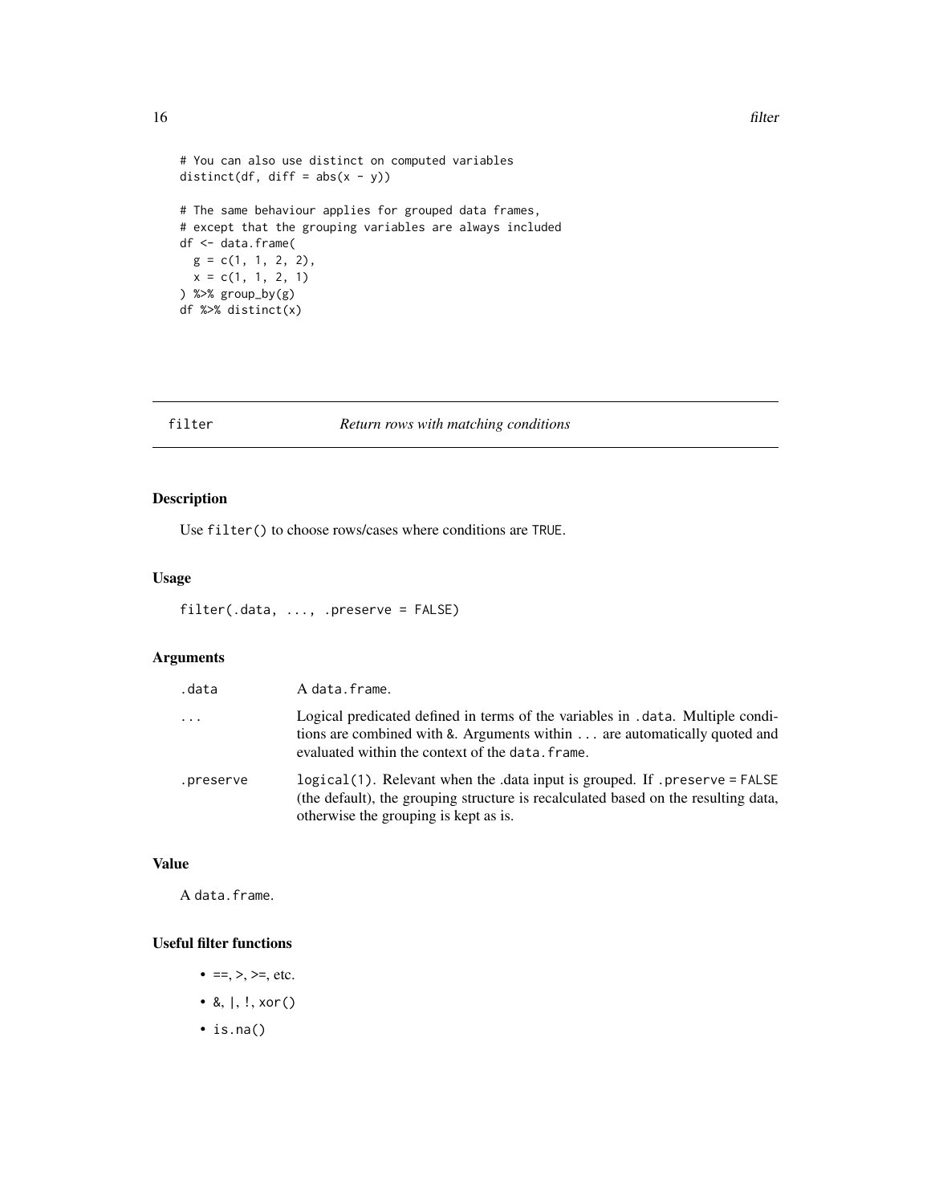```
# You can also use distinct on computed variables
distinct(df, diff = abs(x - y))

# The same behaviour applies for grouped data frames,
# except that the grouping variables are always included
df <- data.frame(
  g = c(1, 1, 2, 2),
  x = c(1, 1, 2, 1)
) %>% group_by(g)
df %>% distinct(x)
```

## filter — *Return rows with matching conditions*

### Description

Use `filter()` to choose rows/cases where conditions are `TRUE`.

### Usage

```
filter(.data, ..., .preserve = FALSE)
```

### Arguments

| | |
|---|---|
| `.data` | A `data.frame`. |
| `...` | Logical predicated defined in terms of the variables in `.data`. Multiple conditions are combined with `&`. Arguments within `...` are automatically quoted and evaluated within the context of the `data.frame`. |
| `.preserve` | `logical(1)`. Relevant when the .data input is grouped. If `.preserve = FALSE` (the default), the grouping structure is recalculated based on the resulting data, otherwise the grouping is kept as is. |

### Value

A `data.frame`.

### Useful filter functions

- `==`, `>`, `>=`, etc.
- `&`, `|`, `!`, `xor()`
- `is.na()`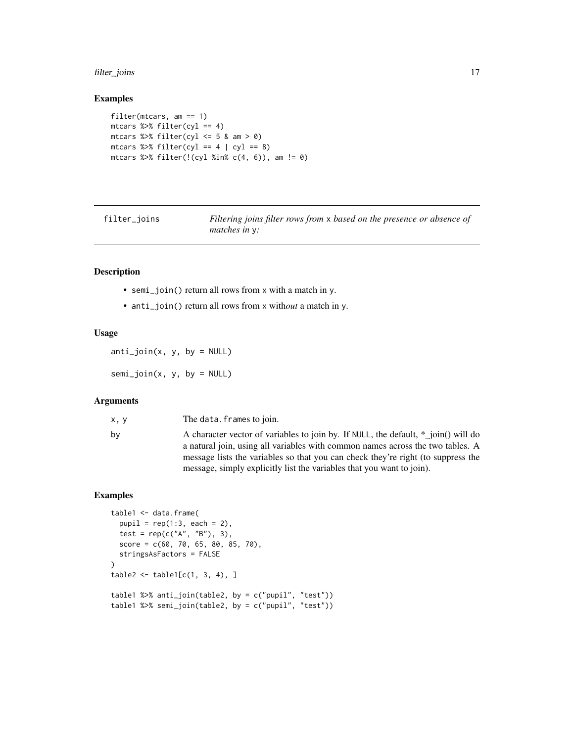### Examples

```
filter(mtcars, am == 1)
mtcars %>% filter(cyl == 4)
mtcars %>% filter(cyl <= 5 & am > 0)
mtcars %>% filter(cyl == 4 | cyl == 8)
mtcars %>% filter(!(cyl %in% c(4, 6)), am != 0)
```

---

## filter_joins — *Filtering joins filter rows from* `x` *based on the presence or absence of matches in* `y`*:*

---

### Description

- `semi_join()` return all rows from `x` with a match in `y`.
- `anti_join()` return all rows from `x` with*out* a match in `y`.

### Usage

```
anti_join(x, y, by = NULL)

semi_join(x, y, by = NULL)
```

### Arguments

| | |
|---|---|
| x, y | The data.frames to join. |
| by | A character vector of variables to join by. If NULL, the default, *_join() will do a natural join, using all variables with common names across the two tables. A message lists the variables so that you can check they're right (to suppress the message, simply explicitly list the variables that you want to join). |

### Examples

```
table1 <- data.frame(
  pupil = rep(1:3, each = 2),
  test = rep(c("A", "B"), 3),
  score = c(60, 70, 65, 80, 85, 70),
  stringsAsFactors = FALSE
)
table2 <- table1[c(1, 3, 4), ]

table1 %>% anti_join(table2, by = c("pupil", "test"))
table1 %>% semi_join(table2, by = c("pupil", "test"))
```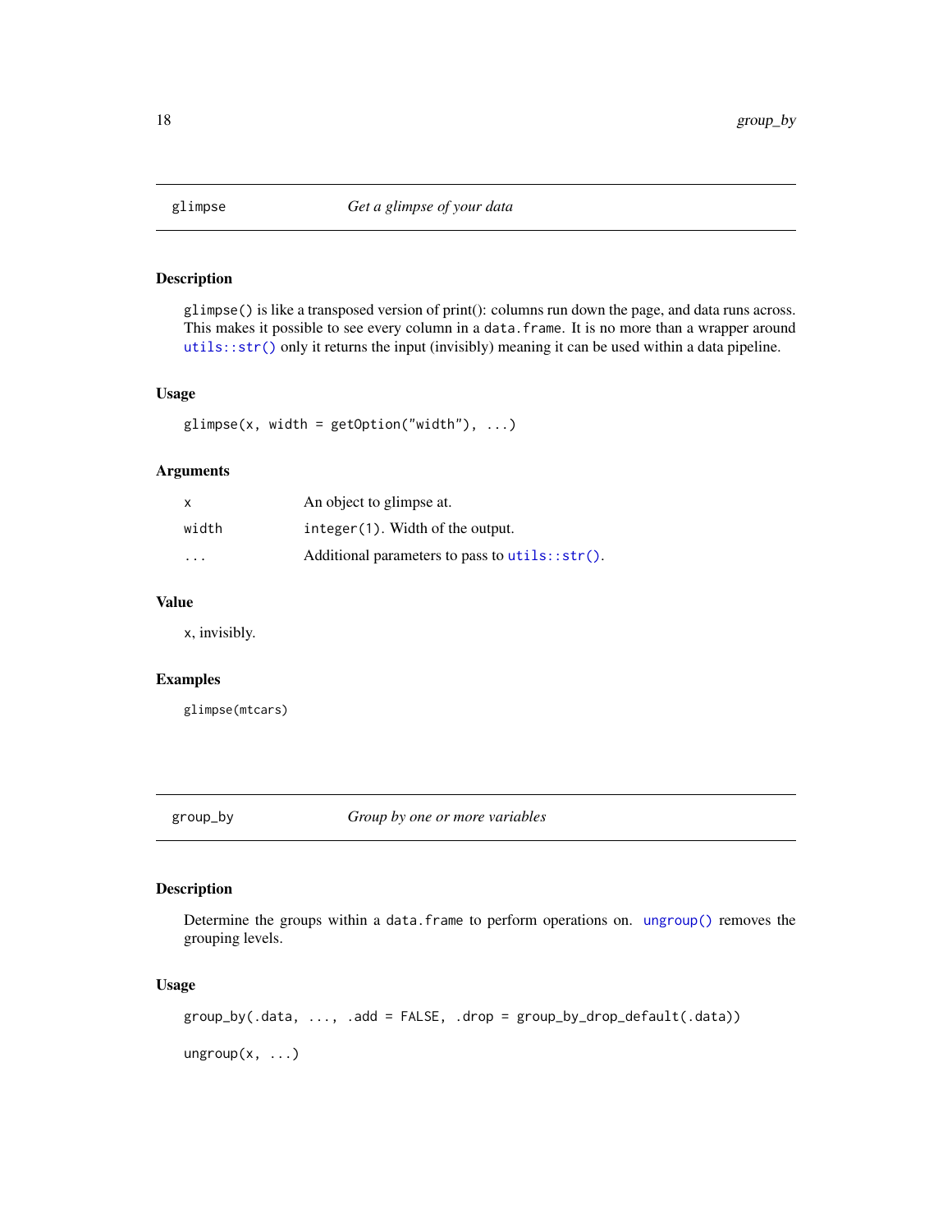## glimpse — *Get a glimpse of your data*

### Description

`glimpse()` is like a transposed version of print(): columns run down the page, and data runs across. This makes it possible to see every column in a `data.frame`. It is no more than a wrapper around `utils::str()` only it returns the input (invisibly) meaning it can be used within a data pipeline.

### Usage

```
glimpse(x, width = getOption("width"), ...)
```

### Arguments

| | |
|---|---|
| `x` | An object to glimpse at. |
| `width` | `integer(1)`. Width of the output. |
| `...` | Additional parameters to pass to `utils::str()`. |

### Value

x, invisibly.

### Examples

```
glimpse(mtcars)
```

## group_by — *Group by one or more variables*

### Description

Determine the groups within a `data.frame` to perform operations on. `ungroup()` removes the grouping levels.

### Usage

```
group_by(.data, ..., .add = FALSE, .drop = group_by_drop_default(.data))

ungroup(x, ...)
```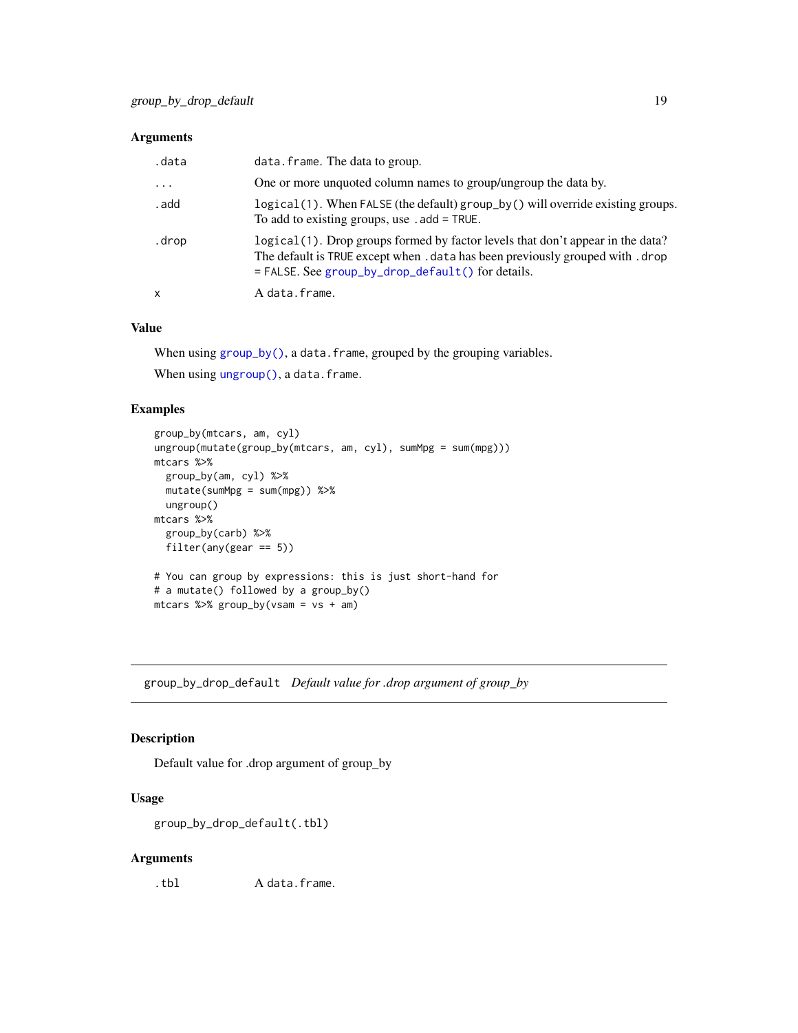### Arguments

| | |
|---|---|
| `.data` | `data.frame`. The data to group. |
| `...` | One or more unquoted column names to group/ungroup the data by. |
| `.add` | `logical(1)`. When `FALSE` (the default) `group_by()` will override existing groups. To add to existing groups, use `.add = TRUE`. |
| `.drop` | `logical(1)`. Drop groups formed by factor levels that don't appear in the data? The default is `TRUE` except when `.data` has been previously grouped with `.drop = FALSE`. See `group_by_drop_default()` for details. |
| `x` | A `data.frame`. |

### Value

When using `group_by()`, a `data.frame`, grouped by the grouping variables.

When using `ungroup()`, a `data.frame`.

### Examples

```
group_by(mtcars, am, cyl)
ungroup(mutate(group_by(mtcars, am, cyl), sumMpg = sum(mpg)))
mtcars %>%
  group_by(am, cyl) %>%
  mutate(sumMpg = sum(mpg)) %>%
  ungroup()
mtcars %>%
  group_by(carb) %>%
  filter(any(gear == 5))

# You can group by expressions: this is just short-hand for
# a mutate() followed by a group_by()
mtcars %>% group_by(vsam = vs + am)
```

---

## `group_by_drop_default` *Default value for .drop argument of group_by*

### Description

Default value for .drop argument of group_by

### Usage

```
group_by_drop_default(.tbl)
```

### Arguments

| | |
|---|---|
| `.tbl` | A `data.frame`. |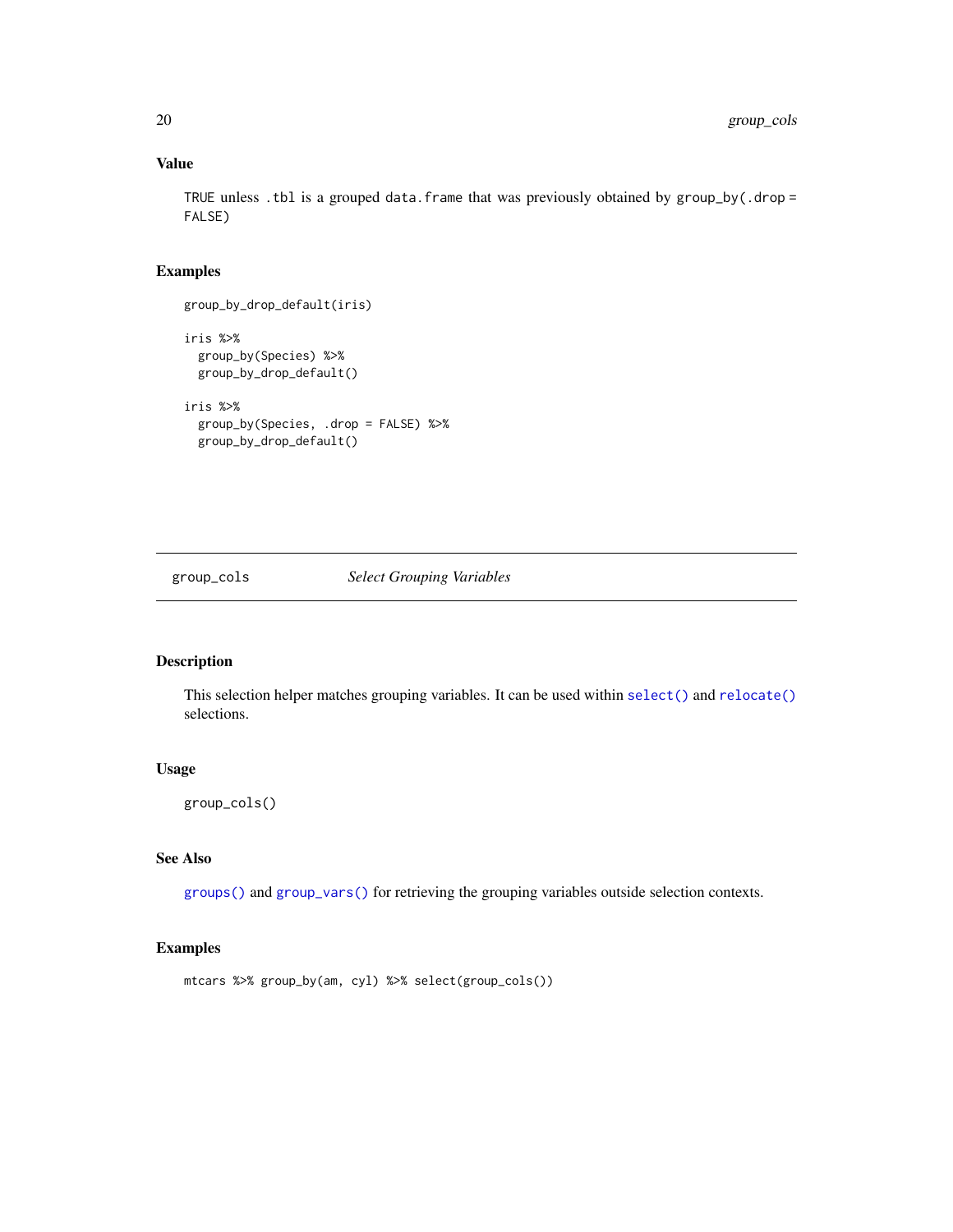### Value

TRUE unless .tbl is a grouped data.frame that was previously obtained by group_by(.drop = FALSE)

### Examples

```
group_by_drop_default(iris)

iris %>%
  group_by(Species) %>%
  group_by_drop_default()

iris %>%
  group_by(Species, .drop = FALSE) %>%
  group_by_drop_default()
```

---

## group_cols &nbsp;&nbsp;&nbsp;&nbsp; *Select Grouping Variables*

---

### Description

This selection helper matches grouping variables. It can be used within select() and relocate() selections.

### Usage

```
group_cols()
```

### See Also

groups() and group_vars() for retrieving the grouping variables outside selection contexts.

### Examples

```
mtcars %>% group_by(am, cyl) %>% select(group_cols())
```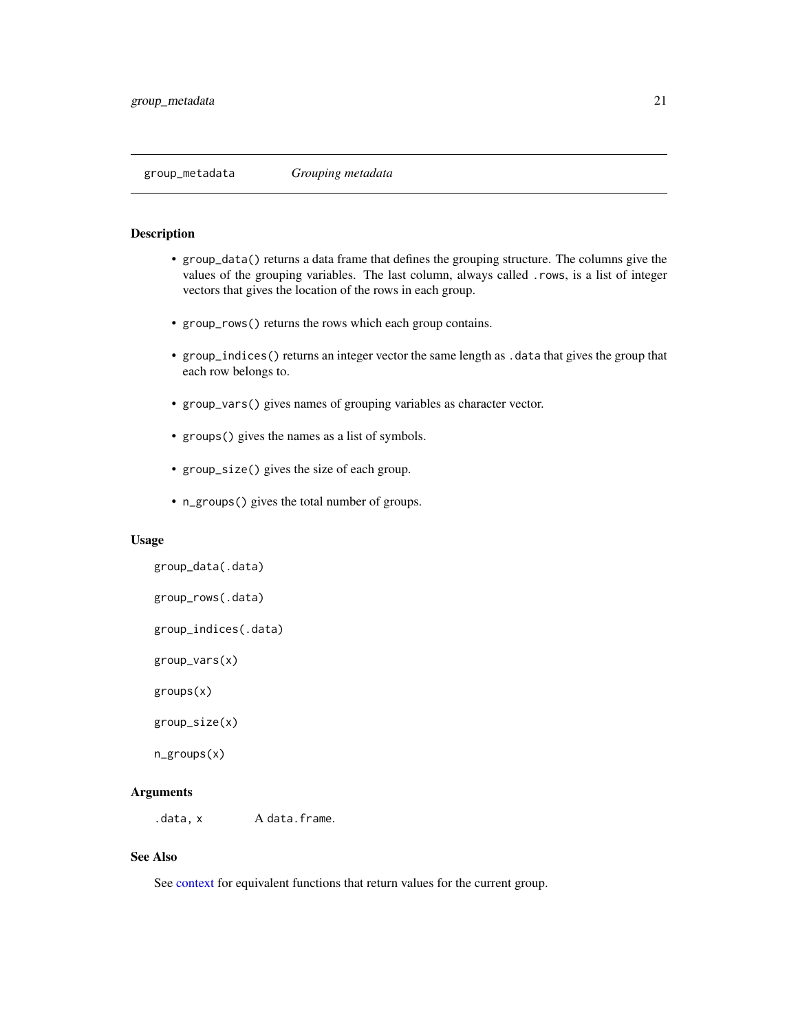## group_metadata — *Grouping metadata*

### Description

- `group_data()` returns a data frame that defines the grouping structure. The columns give the values of the grouping variables. The last column, always called `.rows`, is a list of integer vectors that gives the location of the rows in each group.
- `group_rows()` returns the rows which each group contains.
- `group_indices()` returns an integer vector the same length as `.data` that gives the group that each row belongs to.
- `group_vars()` gives names of grouping variables as character vector.
- `groups()` gives the names as a list of symbols.
- `group_size()` gives the size of each group.
- `n_groups()` gives the total number of groups.

### Usage

```
group_data(.data)

group_rows(.data)

group_indices(.data)

group_vars(x)

groups(x)

group_size(x)

n_groups(x)
```

### Arguments

| | |
|---|---|
| `.data, x` | A `data.frame`. |

### See Also

See context for equivalent functions that return values for the current group.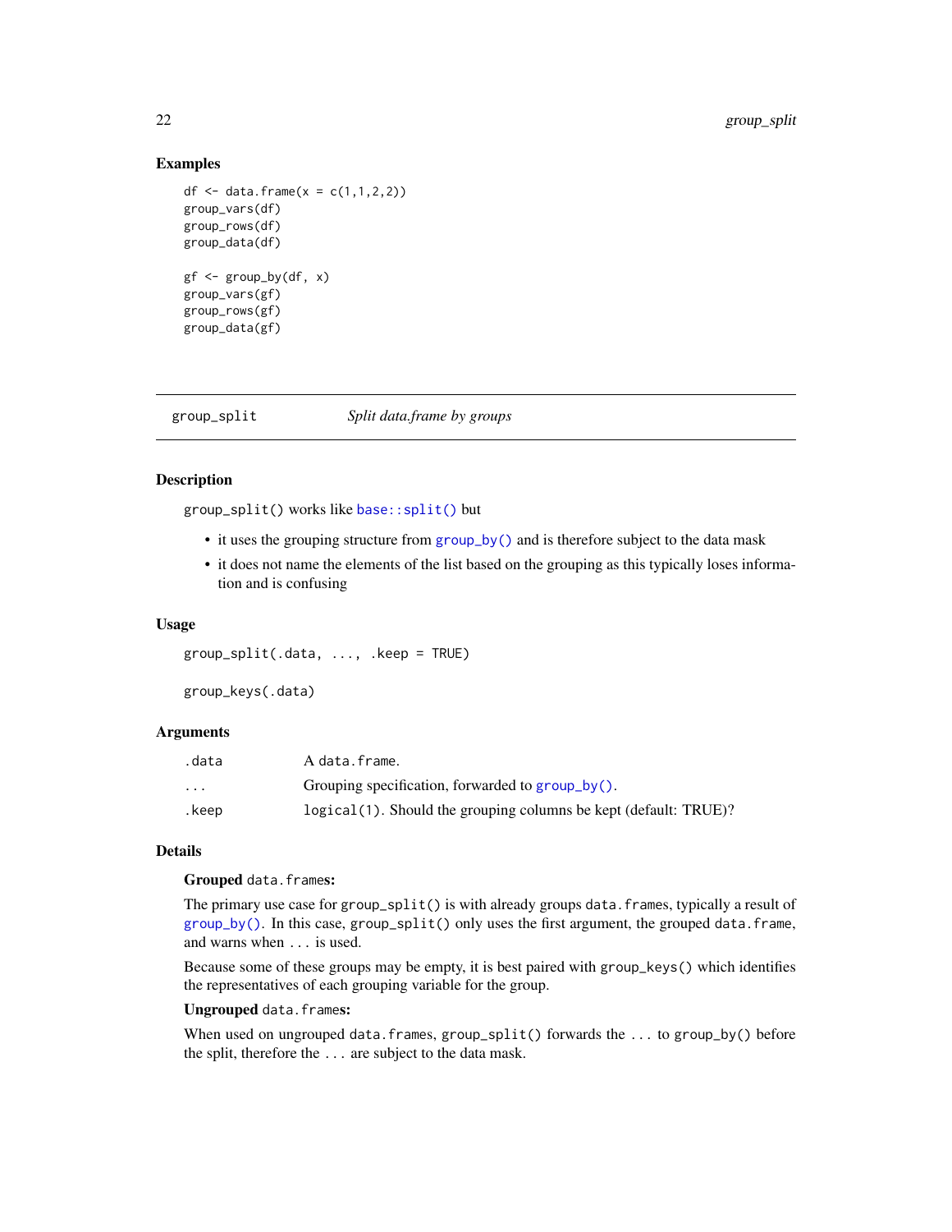### Examples

```
df <- data.frame(x = c(1,1,2,2))
group_vars(df)
group_rows(df)
group_data(df)

gf <- group_by(df, x)
group_vars(gf)
group_rows(gf)
group_data(gf)
```

---

## group_split — *Split data.frame by groups*

---

### Description

`group_split()` works like `base::split()` but

- it uses the grouping structure from `group_by()` and is therefore subject to the data mask
- it does not name the elements of the list based on the grouping as this typically loses information and is confusing

### Usage

```
group_split(.data, ..., .keep = TRUE)

group_keys(.data)
```

### Arguments

| | |
|---|---|
| `.data` | A `data.frame`. |
| `...` | Grouping specification, forwarded to `group_by()`. |
| `.keep` | `logical(1)`. Should the grouping columns be kept (default: TRUE)? |

### Details

**Grouped `data.frame`s:**

The primary use case for `group_split()` is with already groups `data.frame`s, typically a result of `group_by()`. In this case, `group_split()` only uses the first argument, the grouped `data.frame`, and warns when `...` is used.

Because some of these groups may be empty, it is best paired with `group_keys()` which identifies the representatives of each grouping variable for the group.

**Ungrouped `data.frame`s:**

When used on ungrouped `data.frame`s, `group_split()` forwards the `...` to `group_by()` before the split, therefore the `...` are subject to the data mask.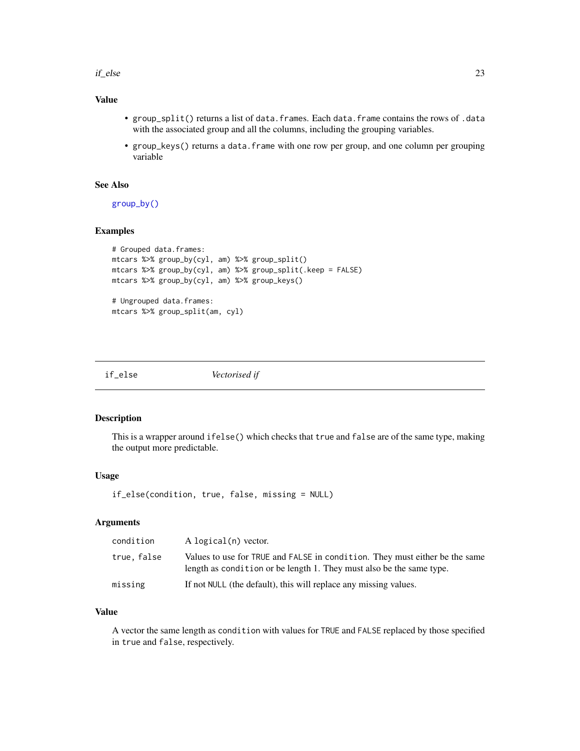### Value

- `group_split()` returns a list of `data.frames`. Each `data.frame` contains the rows of `.data` with the associated group and all the columns, including the grouping variables.
- `group_keys()` returns a `data.frame` with one row per group, and one column per grouping variable

### See Also

`group_by()`

### Examples

```
# Grouped data.frames:
mtcars %>% group_by(cyl, am) %>% group_split()
mtcars %>% group_by(cyl, am) %>% group_split(.keep = FALSE)
mtcars %>% group_by(cyl, am) %>% group_keys()

# Ungrouped data.frames:
mtcars %>% group_split(am, cyl)
```

---

## if_else — *Vectorised if*

### Description

This is a wrapper around `ifelse()` which checks that `true` and `false` are of the same type, making the output more predictable.

### Usage

```
if_else(condition, true, false, missing = NULL)
```

### Arguments

| | |
|---|---|
| `condition` | A `logical(n)` vector. |
| `true, false` | Values to use for `TRUE` and `FALSE` in `condition`. They must either be the same length as `condition` or be length 1. They must also be the same type. |
| `missing` | If not `NULL` (the default), this will replace any missing values. |

### Value

A vector the same length as `condition` with values for `TRUE` and `FALSE` replaced by those specified in `true` and `false`, respectively.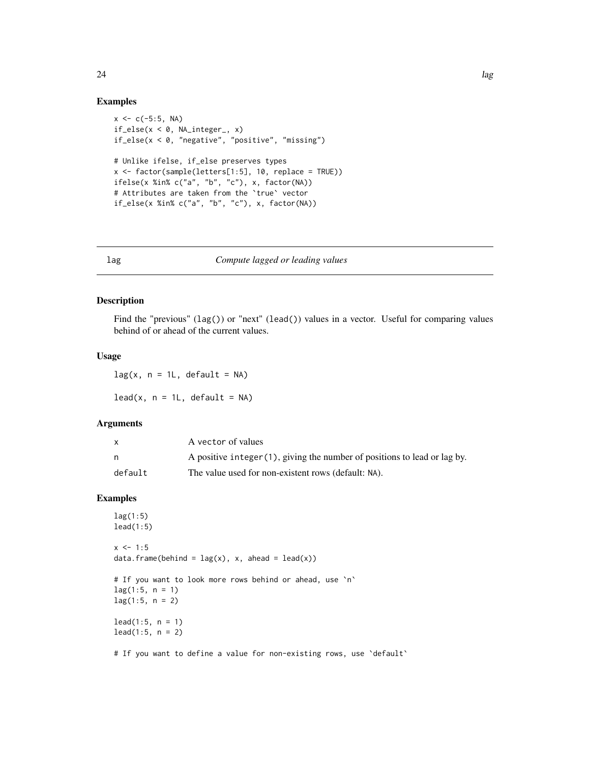## Examples

```
x <- c(-5:5, NA)
if_else(x < 0, NA_integer_, x)
if_else(x < 0, "negative", "positive", "missing")

# Unlike ifelse, if_else preserves types
x <- factor(sample(letters[1:5], 10, replace = TRUE))
ifelse(x %in% c("a", "b", "c"), x, factor(NA))
# Attributes are taken from the `true` vector
if_else(x %in% c("a", "b", "c"), x, factor(NA))
```

---

# lag — *Compute lagged or leading values*

---

## Description

Find the "previous" (`lag()`) or "next" (`lead()`) values in a vector. Useful for comparing values behind of or ahead of the current values.

## Usage

```
lag(x, n = 1L, default = NA)

lead(x, n = 1L, default = NA)
```

## Arguments

| | |
|---|---|
| `x` | A `vector` of values |
| `n` | A positive `integer(1)`, giving the number of positions to lead or lag by. |
| `default` | The value used for non-existent rows (default: `NA`). |

## Examples

```
lag(1:5)
lead(1:5)

x <- 1:5
data.frame(behind = lag(x), x, ahead = lead(x))

# If you want to look more rows behind or ahead, use `n`
lag(1:5, n = 1)
lag(1:5, n = 2)

lead(1:5, n = 1)
lead(1:5, n = 2)

# If you want to define a value for non-existing rows, use `default`
```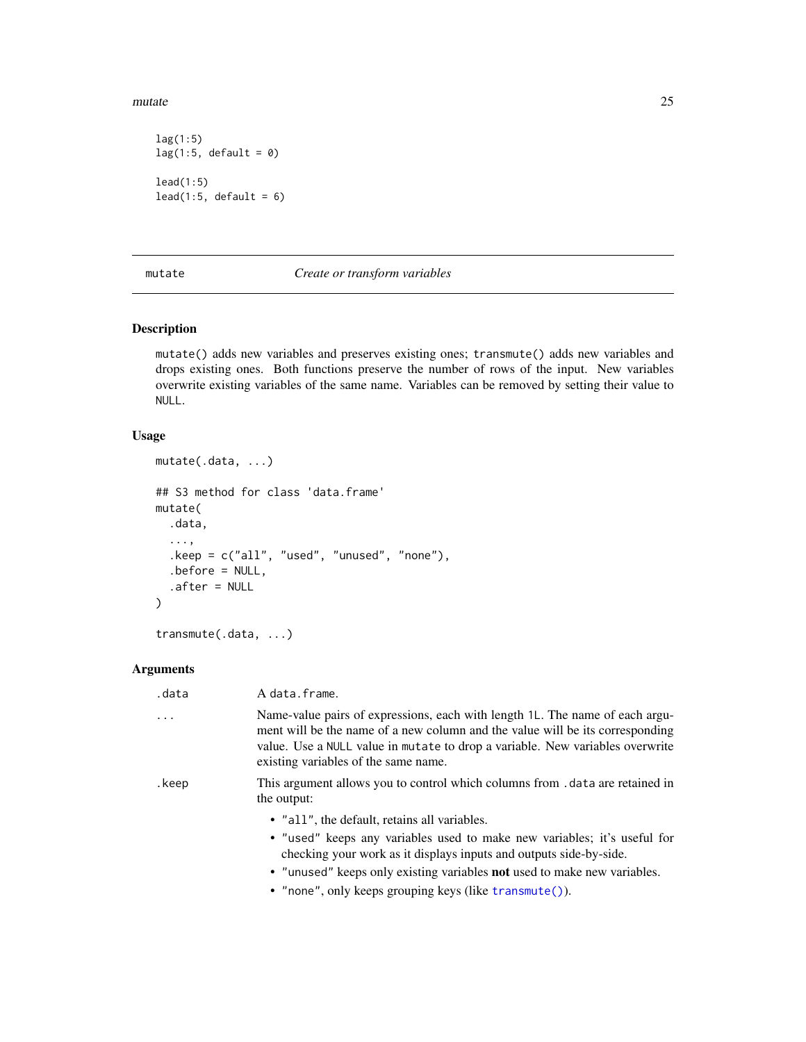```
lag(1:5)
lag(1:5, default = 0)

lead(1:5)
lead(1:5, default = 6)
```

## mutate — *Create or transform variables*

### Description

`mutate()` adds new variables and preserves existing ones; `transmute()` adds new variables and drops existing ones. Both functions preserve the number of rows of the input. New variables overwrite existing variables of the same name. Variables can be removed by setting their value to `NULL`.

### Usage

```
mutate(.data, ...)

## S3 method for class 'data.frame'
mutate(
  .data,
  ...,
  .keep = c("all", "used", "unused", "none"),
  .before = NULL,
  .after = NULL
)

transmute(.data, ...)
```

### Arguments

`.data` — A `data.frame`.

`...` — Name-value pairs of expressions, each with length `1L`. The name of each argument will be the name of a new column and the value will be its corresponding value. Use a `NULL` value in `mutate` to drop a variable. New variables overwrite existing variables of the same name.

`.keep` — This argument allows you to control which columns from `.data` are retained in the output:

- `"all"`, the default, retains all variables.
- `"used"` keeps any variables used to make new variables; it's useful for checking your work as it displays inputs and outputs side-by-side.
- `"unused"` keeps only existing variables **not** used to make new variables.
- `"none"`, only keeps grouping keys (like `transmute()`).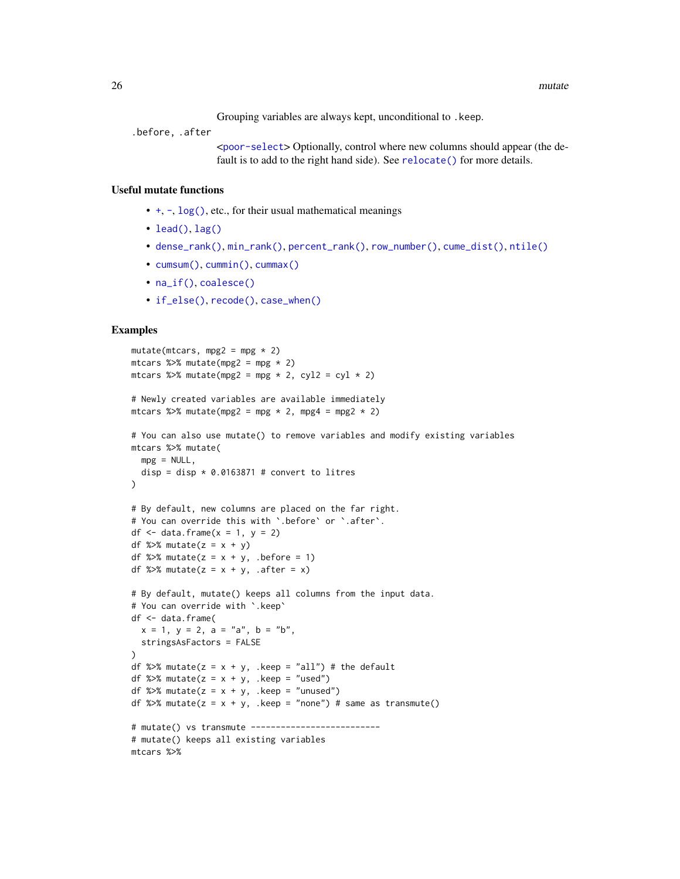Grouping variables are always kept, unconditional to `.keep`.

`.before, .after`
<poor-select> Optionally, control where new columns should appear (the default is to add to the right hand side). See `relocate()` for more details.

## Useful mutate functions

- `+`, `-`, `log()`, etc., for their usual mathematical meanings
- `lead()`, `lag()`
- `dense_rank()`, `min_rank()`, `percent_rank()`, `row_number()`, `cume_dist()`, `ntile()`
- `cumsum()`, `cummin()`, `cummax()`
- `na_if()`, `coalesce()`
- `if_else()`, `recode()`, `case_when()`

## Examples

```
mutate(mtcars, mpg2 = mpg * 2)
mtcars %>% mutate(mpg2 = mpg * 2)
mtcars %>% mutate(mpg2 = mpg * 2, cyl2 = cyl * 2)

# Newly created variables are available immediately
mtcars %>% mutate(mpg2 = mpg * 2, mpg4 = mpg2 * 2)

# You can also use mutate() to remove variables and modify existing variables
mtcars %>% mutate(
  mpg = NULL,
  disp = disp * 0.0163871 # convert to litres
)

# By default, new columns are placed on the far right.
# You can override this with `.before` or `.after`.
df <- data.frame(x = 1, y = 2)
df %>% mutate(z = x + y)
df %>% mutate(z = x + y, .before = 1)
df %>% mutate(z = x + y, .after = x)

# By default, mutate() keeps all columns from the input data.
# You can override with `.keep`
df <- data.frame(
  x = 1, y = 2, a = "a", b = "b",
  stringsAsFactors = FALSE
)
df %>% mutate(z = x + y, .keep = "all") # the default
df %>% mutate(z = x + y, .keep = "used")
df %>% mutate(z = x + y, .keep = "unused")
df %>% mutate(z = x + y, .keep = "none") # same as transmute()

# mutate() vs transmute --------------------------
# mutate() keeps all existing variables
mtcars %>%
```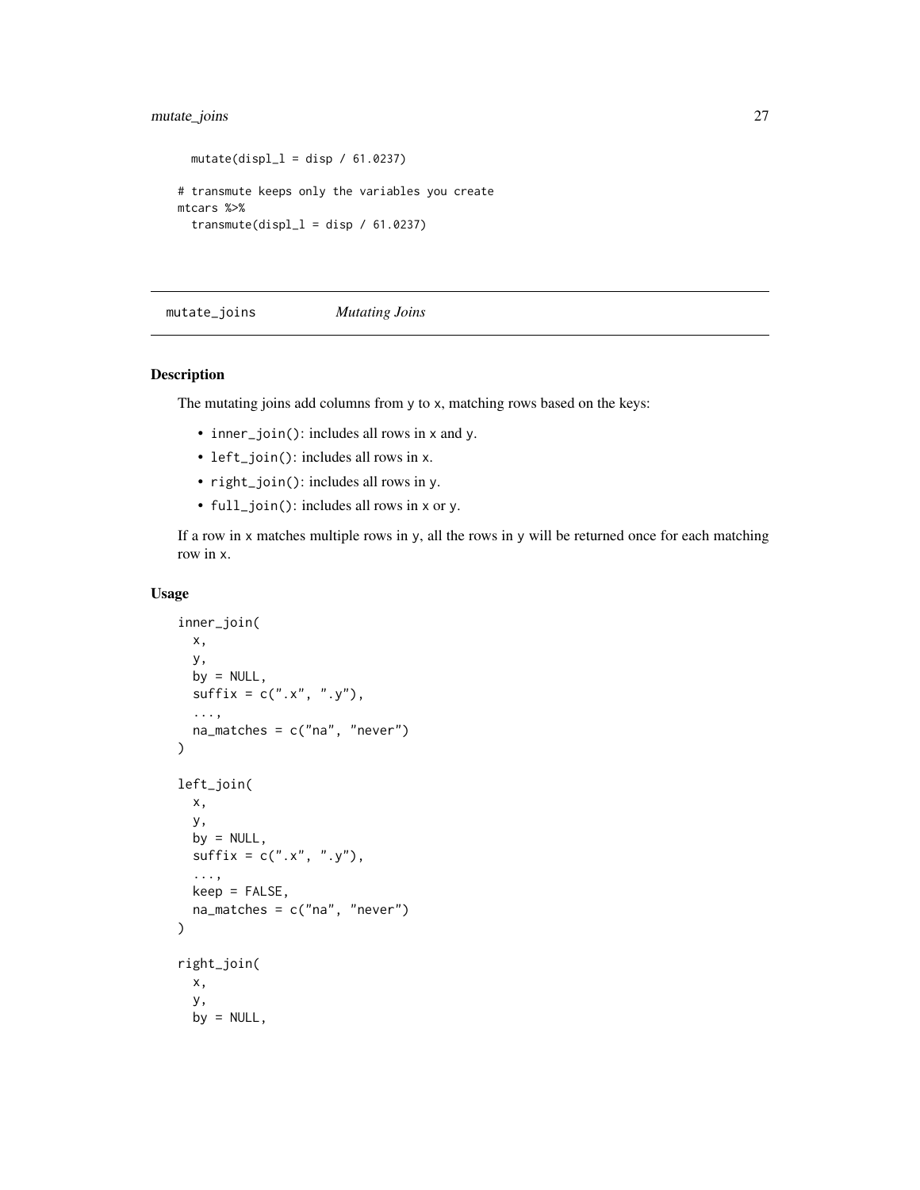```
  mutate(displ_l = disp / 61.0237)

# transmute keeps only the variables you create
mtcars %>%
  transmute(displ_l = disp / 61.0237)
```

## mutate_joins *Mutating Joins*

### Description

The mutating joins add columns from y to x, matching rows based on the keys:

- `inner_join()`: includes all rows in x and y.
- `left_join()`: includes all rows in x.
- `right_join()`: includes all rows in y.
- `full_join()`: includes all rows in x or y.

If a row in x matches multiple rows in y, all the rows in y will be returned once for each matching row in x.

### Usage

```
inner_join(
  x,
  y,
  by = NULL,
  suffix = c(".x", ".y"),
  ...,
  na_matches = c("na", "never")
)

left_join(
  x,
  y,
  by = NULL,
  suffix = c(".x", ".y"),
  ...,
  keep = FALSE,
  na_matches = c("na", "never")
)

right_join(
  x,
  y,
  by = NULL,
```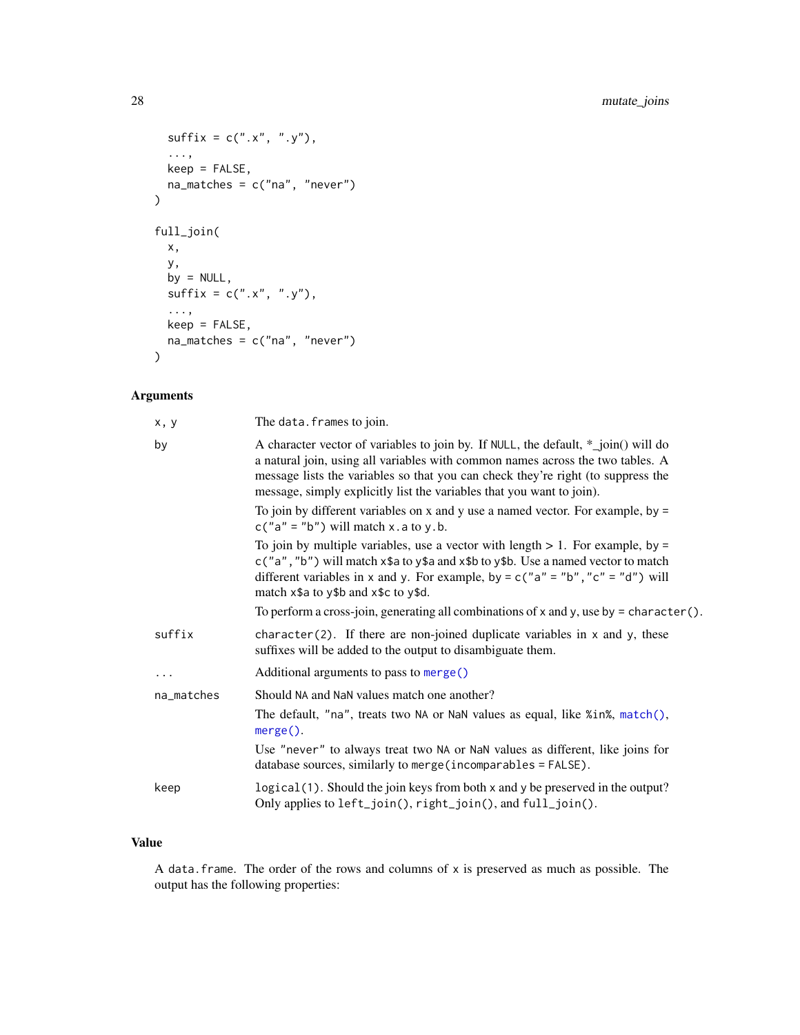```
  suffix = c(".x", ".y"),
  ...,
  keep = FALSE,
  na_matches = c("na", "never")
)

full_join(
  x,
  y,
  by = NULL,
  suffix = c(".x", ".y"),
  ...,
  keep = FALSE,
  na_matches = c("na", "never")
)
```

## Arguments

| | |
|---|---|
| x, y | The data.frames to join. |
| by | A character vector of variables to join by. If NULL, the default, *_join() will do a natural join, using all variables with common names across the two tables. A message lists the variables so that you can check they're right (to suppress the message, simply explicitly list the variables that you want to join).<br><br>To join by different variables on x and y use a named vector. For example, by = c("a" = "b") will match x.a to y.b.<br><br>To join by multiple variables, use a vector with length > 1. For example, by = c("a","b") will match x$a to y$a and x$b to y$b. Use a named vector to match different variables in x and y. For example, by = c("a" = "b","c" = "d") will match x$a to y$b and x$c to y$d.<br><br>To perform a cross-join, generating all combinations of x and y, use by = character(). |
| suffix | character(2). If there are non-joined duplicate variables in x and y, these suffixes will be added to the output to disambiguate them. |
| ... | Additional arguments to pass to merge() |
| na_matches | Should NA and NaN values match one another?<br><br>The default, "na", treats two NA or NaN values as equal, like %in%, match(), merge().<br><br>Use "never" to always treat two NA or NaN values as different, like joins for database sources, similarly to merge(incomparables = FALSE). |
| keep | logical(1). Should the join keys from both x and y be preserved in the output? Only applies to left_join(), right_join(), and full_join(). |

## Value

A data.frame. The order of the rows and columns of x is preserved as much as possible. The output has the following properties: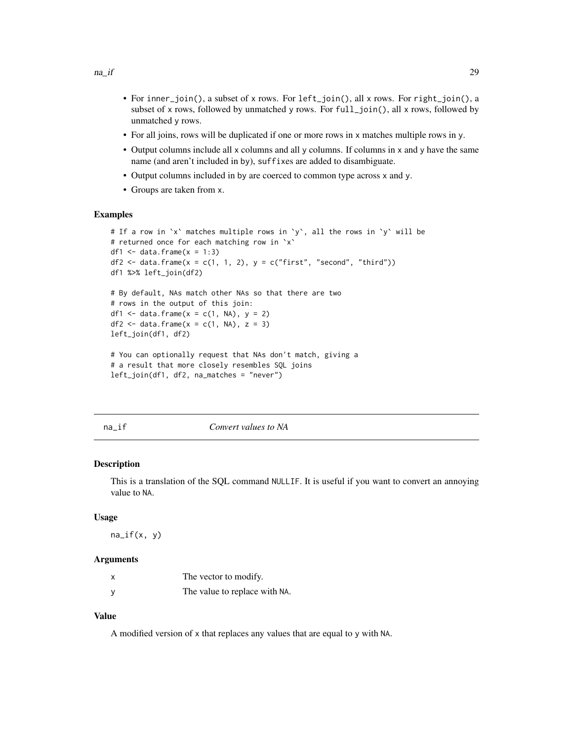- For `inner_join()`, a subset of `x` rows. For `left_join()`, all `x` rows. For `right_join()`, a subset of `x` rows, followed by unmatched `y` rows. For `full_join()`, all `x` rows, followed by unmatched `y` rows.
- For all joins, rows will be duplicated if one or more rows in `x` matches multiple rows in `y`.
- Output columns include all `x` columns and all `y` columns. If columns in `x` and `y` have the same name (and aren't included in `by`), `suffix`es are added to disambiguate.
- Output columns included in `by` are coerced to common type across `x` and `y`.
- Groups are taken from `x`.

### Examples

```
# If a row in `x` matches multiple rows in `y`, all the rows in `y` will be
# returned once for each matching row in `x`
df1 <- data.frame(x = 1:3)
df2 <- data.frame(x = c(1, 1, 2), y = c("first", "second", "third"))
df1 %>% left_join(df2)

# By default, NAs match other NAs so that there are two
# rows in the output of this join:
df1 <- data.frame(x = c(1, NA), y = 2)
df2 <- data.frame(x = c(1, NA), z = 3)
left_join(df1, df2)

# You can optionally request that NAs don't match, giving a
# a result that more closely resembles SQL joins
left_join(df1, df2, na_matches = "never")
```

---

## na_if *Convert values to NA*

### Description

This is a translation of the SQL command `NULLIF`. It is useful if you want to convert an annoying value to `NA`.

### Usage

```
na_if(x, y)
```

### Arguments

| | |
|---|---|
| x | The vector to modify. |
| y | The value to replace with `NA`. |

### Value

A modified version of `x` that replaces any values that are equal to `y` with `NA`.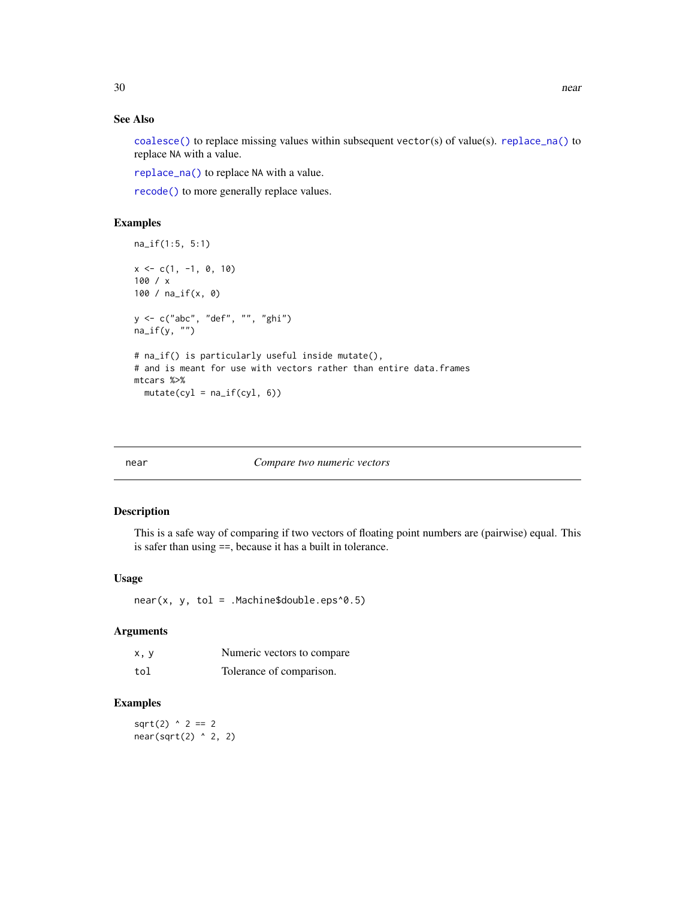### See Also

`coalesce()` to replace missing values within subsequent `vector`(s) of value(s). `replace_na()` to replace `NA` with a value.

`replace_na()` to replace `NA` with a value.

`recode()` to more generally replace values.

### Examples

```
na_if(1:5, 5:1)

x <- c(1, -1, 0, 10)
100 / x
100 / na_if(x, 0)

y <- c("abc", "def", "", "ghi")
na_if(y, "")

# na_if() is particularly useful inside mutate(),
# and is meant for use with vectors rather than entire data.frames
mtcars %>%
  mutate(cyl = na_if(cyl, 6))
```

---

## near — *Compare two numeric vectors*

---

### Description

This is a safe way of comparing if two vectors of floating point numbers are (pairwise) equal. This is safer than using ==, because it has a built in tolerance.

### Usage

```
near(x, y, tol = .Machine$double.eps^0.5)
```

### Arguments

| | |
|---|---|
| `x, y` | Numeric vectors to compare |
| `tol` | Tolerance of comparison. |

### Examples

```
sqrt(2) ^ 2 == 2
near(sqrt(2) ^ 2, 2)
```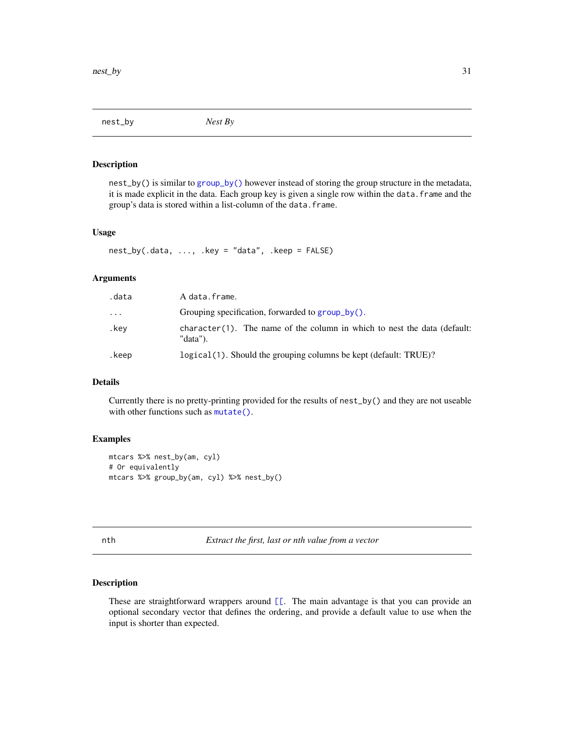## nest_by — *Nest By*

### Description

nest_by() is similar to group_by() however instead of storing the group structure in the metadata, it is made explicit in the data. Each group key is given a single row within the data.frame and the group's data is stored within a list-column of the data.frame.

### Usage

```
nest_by(.data, ..., .key = "data", .keep = FALSE)
```

### Arguments

| | |
|---|---|
| .data | A data.frame. |
| ... | Grouping specification, forwarded to group_by(). |
| .key | character(1). The name of the column in which to nest the data (default: "data"). |
| .keep | logical(1). Should the grouping columns be kept (default: TRUE)? |

### Details

Currently there is no pretty-printing provided for the results of nest_by() and they are not useable with other functions such as mutate().

### Examples

```
mtcars %>% nest_by(am, cyl)
# Or equivalently
mtcars %>% group_by(am, cyl) %>% nest_by()
```

## nth — *Extract the first, last or nth value from a vector*

### Description

These are straightforward wrappers around [[. The main advantage is that you can provide an optional secondary vector that defines the ordering, and provide a default value to use when the input is shorter than expected.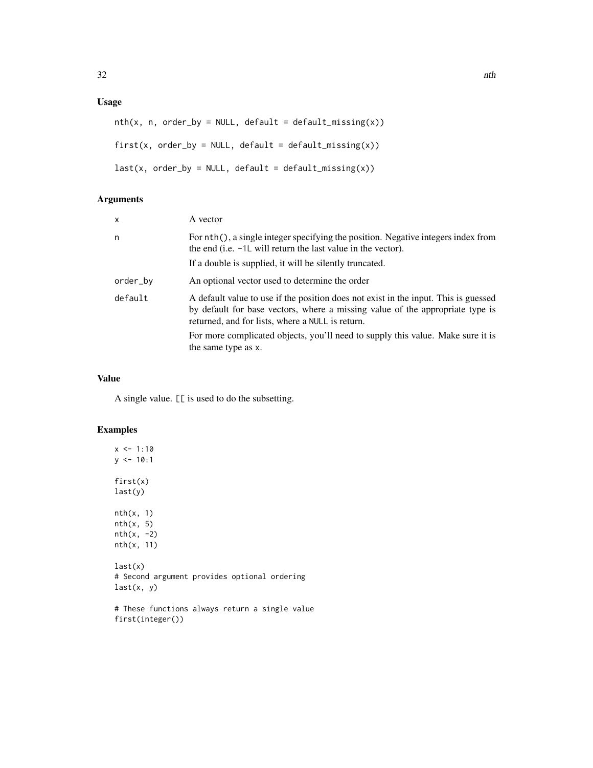## Usage

```
nth(x, n, order_by = NULL, default = default_missing(x))

first(x, order_by = NULL, default = default_missing(x))

last(x, order_by = NULL, default = default_missing(x))
```

## Arguments

| | |
|---|---|
| x | A vector |
| n | For `nth()`, a single integer specifying the position. Negative integers index from the end (i.e. `-1L` will return the last value in the vector). If a double is supplied, it will be silently truncated. |
| order_by | An optional vector used to determine the order |
| default | A default value to use if the position does not exist in the input. This is guessed by default for base vectors, where a missing value of the appropriate type is returned, and for lists, where a `NULL` is return. For more complicated objects, you'll need to supply this value. Make sure it is the same type as `x`. |

## Value

A single value. `[[` is used to do the subsetting.

## Examples

```
x <- 1:10
y <- 10:1

first(x)
last(y)

nth(x, 1)
nth(x, 5)
nth(x, -2)
nth(x, 11)

last(x)
# Second argument provides optional ordering
last(x, y)

# These functions always return a single value
first(integer())
```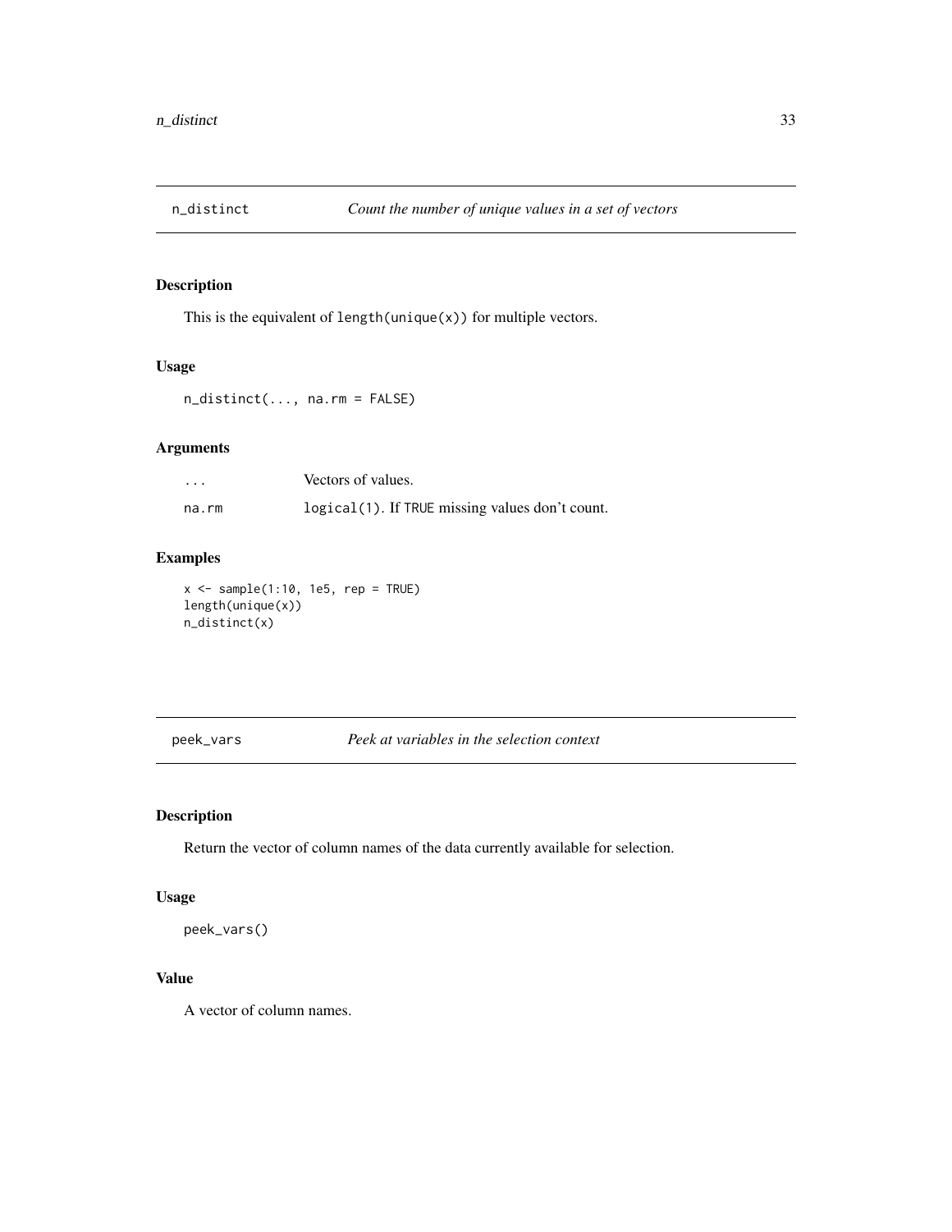## n_distinct — *Count the number of unique values in a set of vectors*

### Description

This is the equivalent of `length(unique(x))` for multiple vectors.

### Usage

```
n_distinct(..., na.rm = FALSE)
```

### Arguments

| | |
|---|---|
| `...` | Vectors of values. |
| `na.rm` | `logical(1)`. If `TRUE` missing values don't count. |

### Examples

```
x <- sample(1:10, 1e5, rep = TRUE)
length(unique(x))
n_distinct(x)
```

## peek_vars — *Peek at variables in the selection context*

### Description

Return the vector of column names of the data currently available for selection.

### Usage

```
peek_vars()
```

### Value

A vector of column names.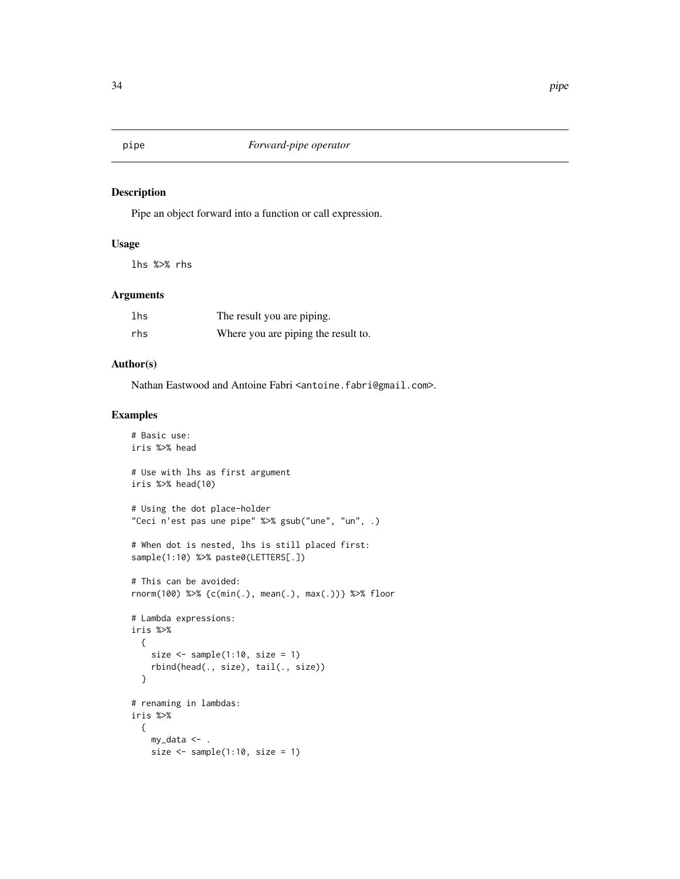## pipe — *Forward-pipe operator*

### Description

Pipe an object forward into a function or call expression.

### Usage

```
lhs %>% rhs
```

### Arguments

| | |
|---|---|
| lhs | The result you are piping. |
| rhs | Where you are piping the result to. |

### Author(s)

Nathan Eastwood and Antoine Fabri <antoine.fabri@gmail.com>.

### Examples

```
# Basic use:
iris %>% head

# Use with lhs as first argument
iris %>% head(10)

# Using the dot place-holder
"Ceci n'est pas une pipe" %>% gsub("une", "un", .)

# When dot is nested, lhs is still placed first:
sample(1:10) %>% paste0(LETTERS[.])

# This can be avoided:
rnorm(100) %>% {c(min(.), mean(.), max(.))} %>% floor

# Lambda expressions:
iris %>%
  {
    size <- sample(1:10, size = 1)
    rbind(head(., size), tail(., size))
  }

# renaming in lambdas:
iris %>%
  {
    my_data <- .
    size <- sample(1:10, size = 1)
```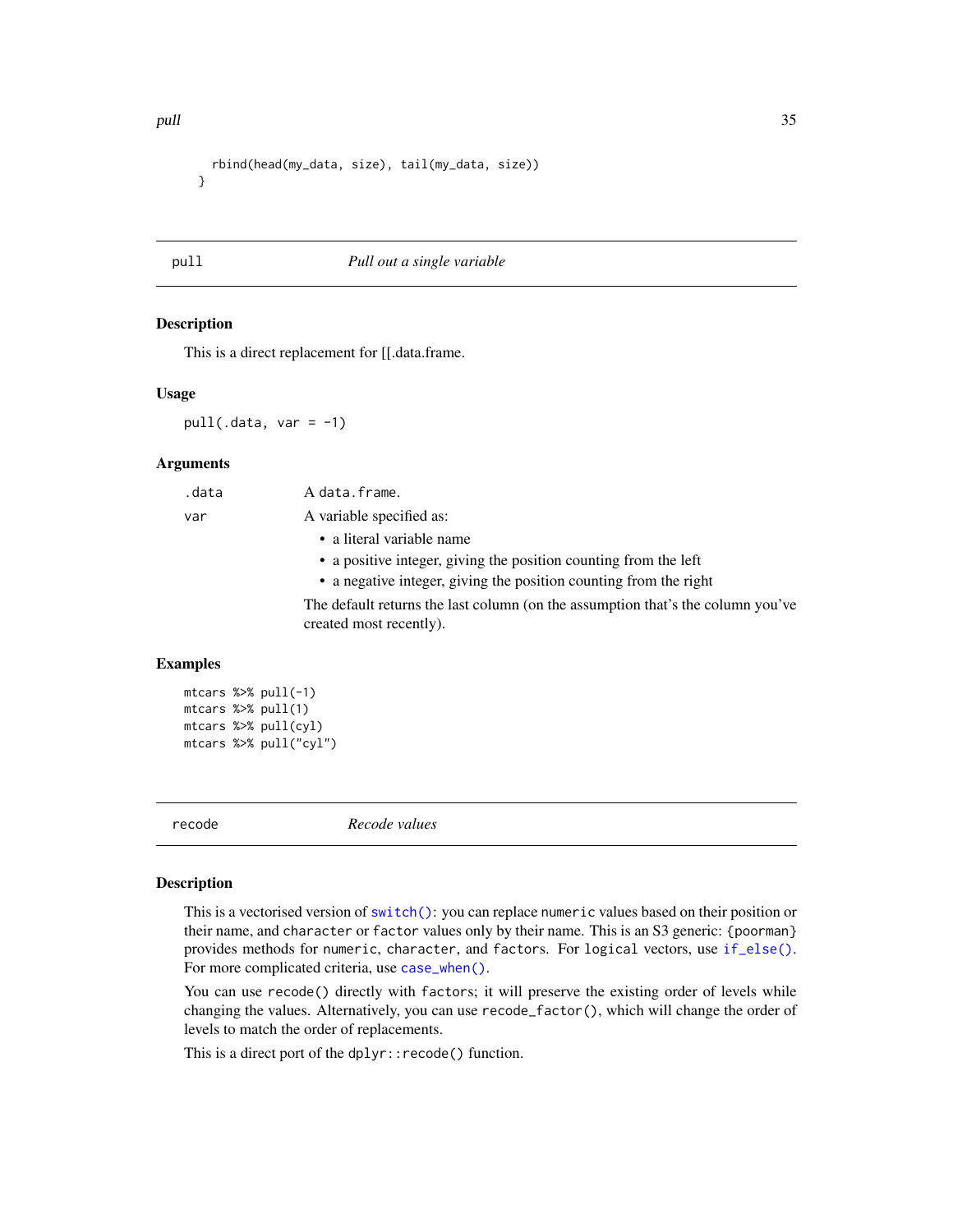```
  rbind(head(my_data, size), tail(my_data, size))
}
```

## pull — *Pull out a single variable*

### Description

This is a direct replacement for [[.data.frame.

### Usage

```
pull(.data, var = -1)
```

### Arguments

| | |
|---|---|
| `.data` | A `data.frame`. |
| `var` | A variable specified as:<br>• a literal variable name<br>• a positive integer, giving the position counting from the left<br>• a negative integer, giving the position counting from the right<br><br>The default returns the last column (on the assumption that's the column you've created most recently). |

### Examples

```
mtcars %>% pull(-1)
mtcars %>% pull(1)
mtcars %>% pull(cyl)
mtcars %>% pull("cyl")
```

## recode — *Recode values*

### Description

This is a vectorised version of `switch()`: you can replace `numeric` values based on their position or their name, and `character` or `factor` values only by their name. This is an S3 generic: `{poorman}` provides methods for `numeric`, `character`, and `factors`. For `logical` vectors, use `if_else()`. For more complicated criteria, use `case_when()`.

You can use `recode()` directly with `factors`; it will preserve the existing order of levels while changing the values. Alternatively, you can use `recode_factor()`, which will change the order of levels to match the order of replacements.

This is a direct port of the `dplyr::recode()` function.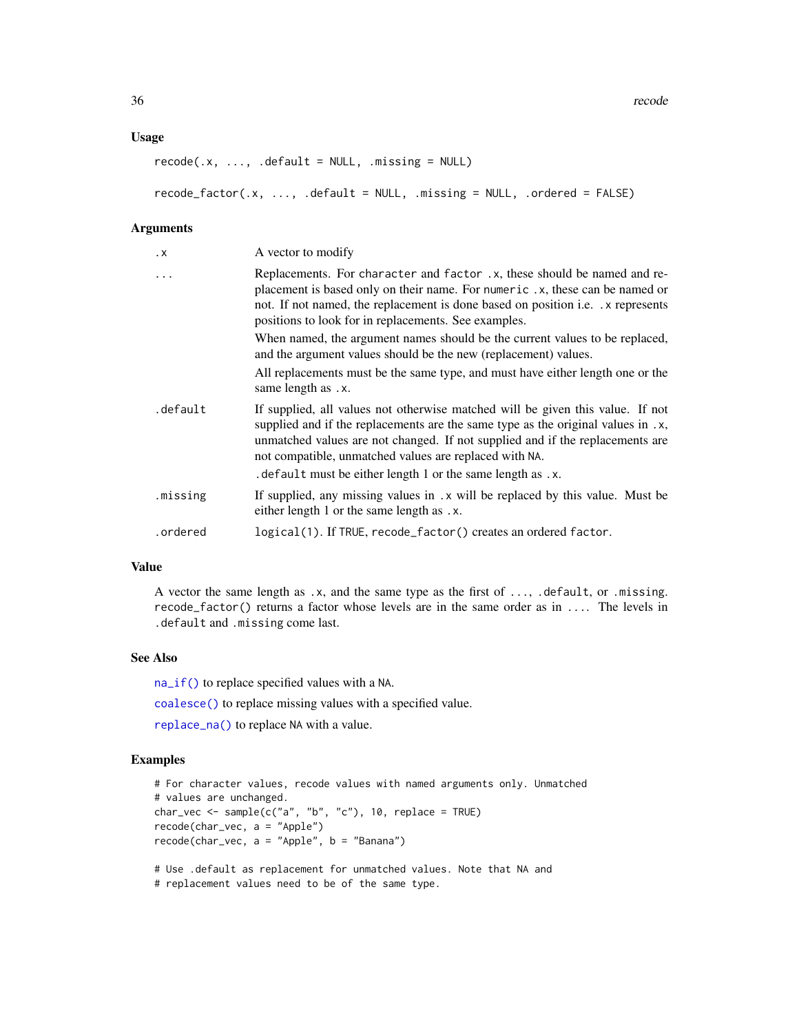## Usage

```
recode(.x, ..., .default = NULL, .missing = NULL)

recode_factor(.x, ..., .default = NULL, .missing = NULL, .ordered = FALSE)
```

## Arguments

| Argument | Description |
| --- | --- |
| `.x` | A vector to modify |
| `...` | Replacements. For `character` and `factor` `.x`, these should be named and replacement is based only on their name. For `numeric` `.x`, these can be named or not. If not named, the replacement is done based on position i.e. `.x` represents positions to look for in replacements. See examples. <br> When named, the argument names should be the current values to be replaced, and the argument values should be the new (replacement) values. <br> All replacements must be the same type, and must have either length one or the same length as `.x`. |
| `.default` | If supplied, all values not otherwise matched will be given this value. If not supplied and if the replacements are the same type as the original values in `.x`, unmatched values are not changed. If not supplied and if the replacements are not compatible, unmatched values are replaced with `NA`. <br> `.default` must be either length 1 or the same length as `.x`. |
| `.missing` | If supplied, any missing values in `.x` will be replaced by this value. Must be either length 1 or the same length as `.x`. |
| `.ordered` | `logical(1)`. If `TRUE`, `recode_factor()` creates an ordered `factor`. |

## Value

A vector the same length as `.x`, and the same type as the first of `...`, `.default`, or `.missing`. `recode_factor()` returns a factor whose levels are in the same order as in `...`. The levels in `.default` and `.missing` come last.

## See Also

`na_if()` to replace specified values with a `NA`.

`coalesce()` to replace missing values with a specified value.

`replace_na()` to replace `NA` with a value.

## Examples

```
# For character values, recode values with named arguments only. Unmatched
# values are unchanged.
char_vec <- sample(c("a", "b", "c"), 10, replace = TRUE)
recode(char_vec, a = "Apple")
recode(char_vec, a = "Apple", b = "Banana")

# Use .default as replacement for unmatched values. Note that NA and
# replacement values need to be of the same type.
```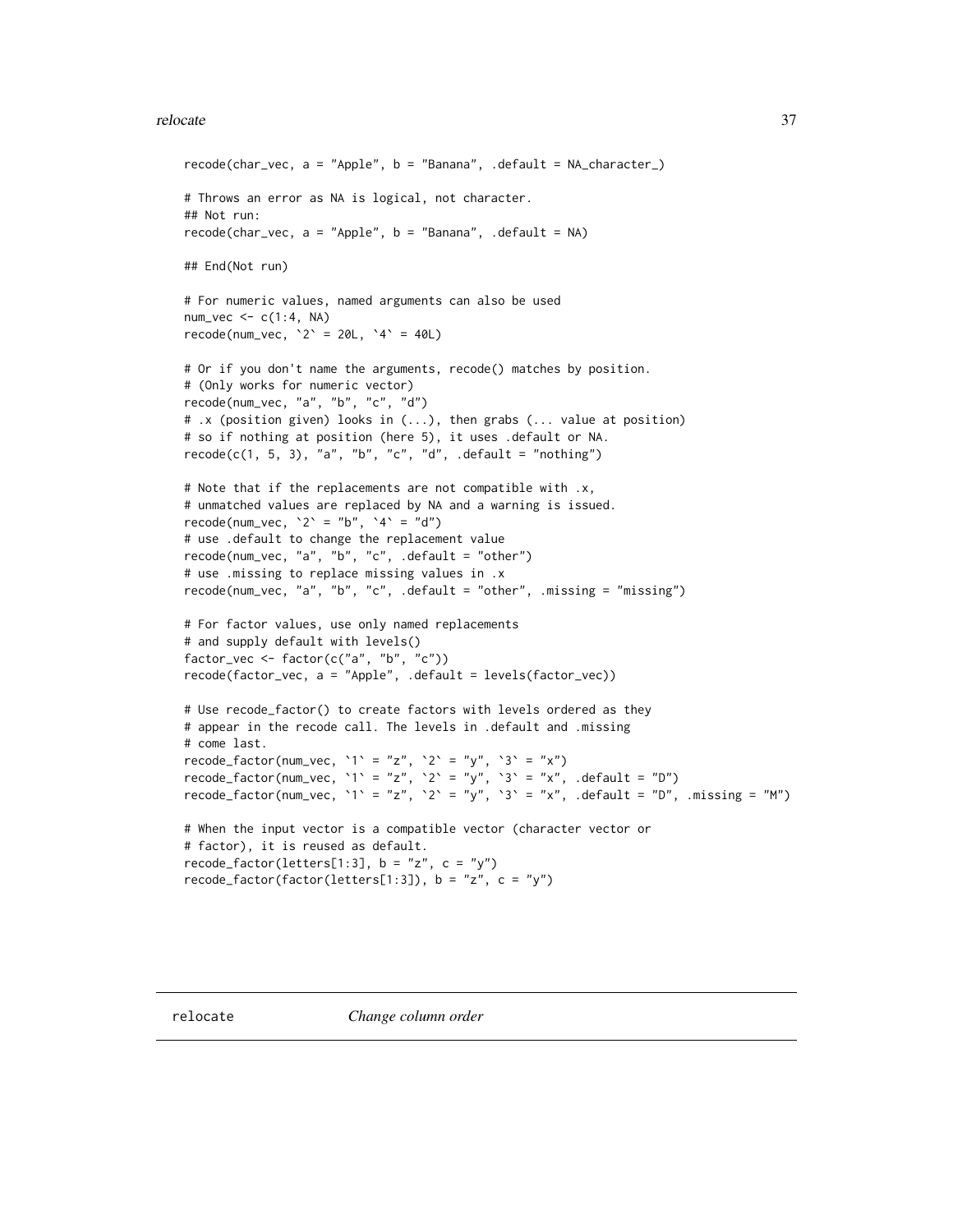```
recode(char_vec, a = "Apple", b = "Banana", .default = NA_character_)

# Throws an error as NA is logical, not character.
## Not run:
recode(char_vec, a = "Apple", b = "Banana", .default = NA)

## End(Not run)

# For numeric values, named arguments can also be used
num_vec <- c(1:4, NA)
recode(num_vec, `2` = 20L, `4` = 40L)

# Or if you don't name the arguments, recode() matches by position.
# (Only works for numeric vector)
recode(num_vec, "a", "b", "c", "d")
# .x (position given) looks in (...), then grabs (... value at position)
# so if nothing at position (here 5), it uses .default or NA.
recode(c(1, 5, 3), "a", "b", "c", "d", .default = "nothing")

# Note that if the replacements are not compatible with .x,
# unmatched values are replaced by NA and a warning is issued.
recode(num_vec, `2` = "b", `4` = "d")
# use .default to change the replacement value
recode(num_vec, "a", "b", "c", .default = "other")
# use .missing to replace missing values in .x
recode(num_vec, "a", "b", "c", .default = "other", .missing = "missing")

# For factor values, use only named replacements
# and supply default with levels()
factor_vec <- factor(c("a", "b", "c"))
recode(factor_vec, a = "Apple", .default = levels(factor_vec))

# Use recode_factor() to create factors with levels ordered as they
# appear in the recode call. The levels in .default and .missing
# come last.
recode_factor(num_vec, `1` = "z", `2` = "y", `3` = "x")
recode_factor(num_vec, `1` = "z", `2` = "y", `3` = "x", .default = "D")
recode_factor(num_vec, `1` = "z", `2` = "y", `3` = "x", .default = "D", .missing = "M")

# When the input vector is a compatible vector (character vector or
# factor), it is reused as default.
recode_factor(letters[1:3], b = "z", c = "y")
recode_factor(factor(letters[1:3]), b = "z", c = "y")
```

## relocate *Change column order*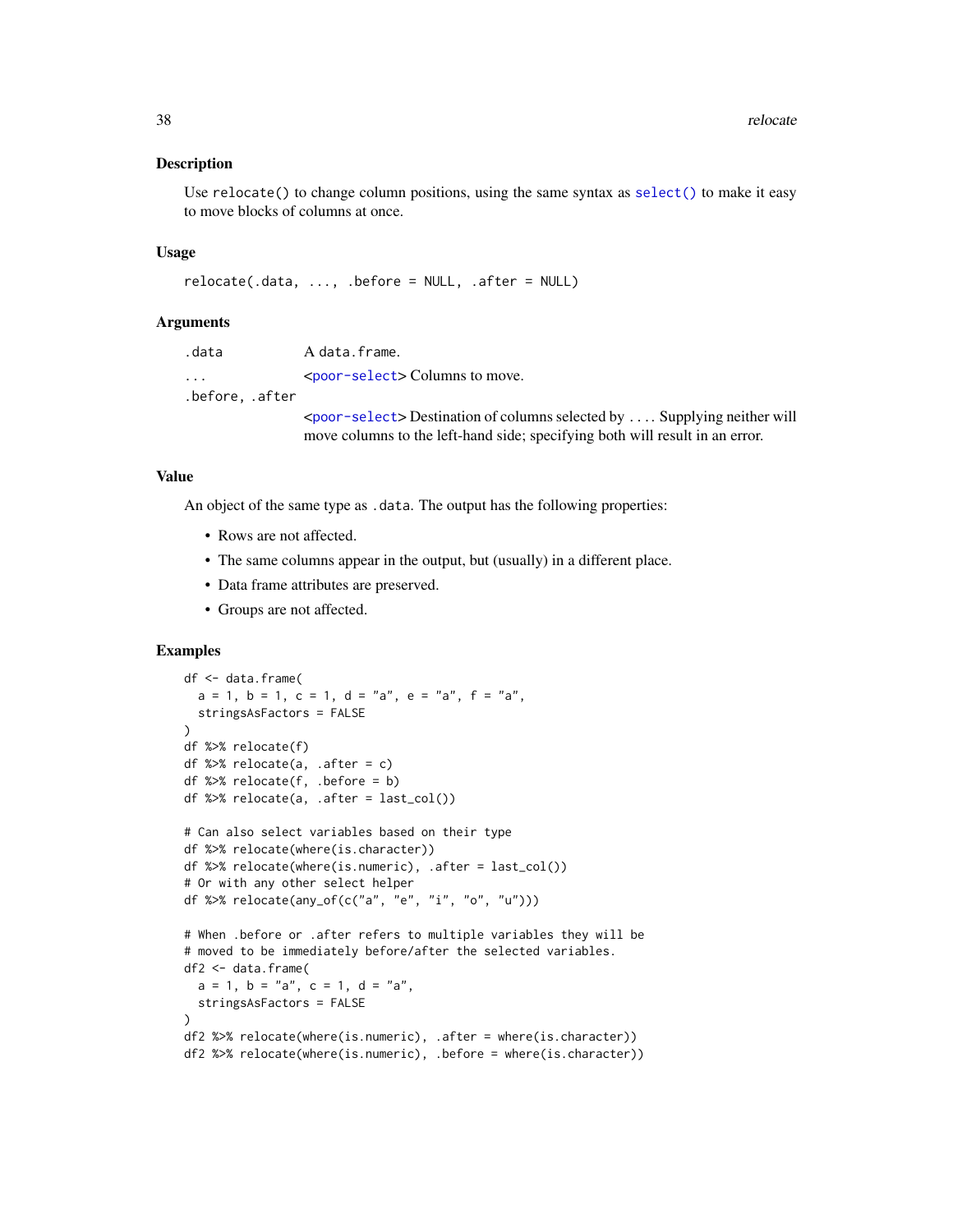## Description

Use `relocate()` to change column positions, using the same syntax as `select()` to make it easy to move blocks of columns at once.

## Usage

```
relocate(.data, ..., .before = NULL, .after = NULL)
```

## Arguments

| | |
|---|---|
| `.data` | A `data.frame`. |
| `...` | <poor-select> Columns to move. |
| `.before, .after` | <poor-select> Destination of columns selected by `...`. Supplying neither will move columns to the left-hand side; specifying both will result in an error. |

## Value

An object of the same type as `.data`. The output has the following properties:

- Rows are not affected.
- The same columns appear in the output, but (usually) in a different place.
- Data frame attributes are preserved.
- Groups are not affected.

## Examples

```
df <- data.frame(
  a = 1, b = 1, c = 1, d = "a", e = "a", f = "a",
  stringsAsFactors = FALSE
)
df %>% relocate(f)
df %>% relocate(a, .after = c)
df %>% relocate(f, .before = b)
df %>% relocate(a, .after = last_col())

# Can also select variables based on their type
df %>% relocate(where(is.character))
df %>% relocate(where(is.numeric), .after = last_col())
# Or with any other select helper
df %>% relocate(any_of(c("a", "e", "i", "o", "u")))

# When .before or .after refers to multiple variables they will be
# moved to be immediately before/after the selected variables.
df2 <- data.frame(
  a = 1, b = "a", c = 1, d = "a",
  stringsAsFactors = FALSE
)
df2 %>% relocate(where(is.numeric), .after = where(is.character))
df2 %>% relocate(where(is.numeric), .before = where(is.character))
```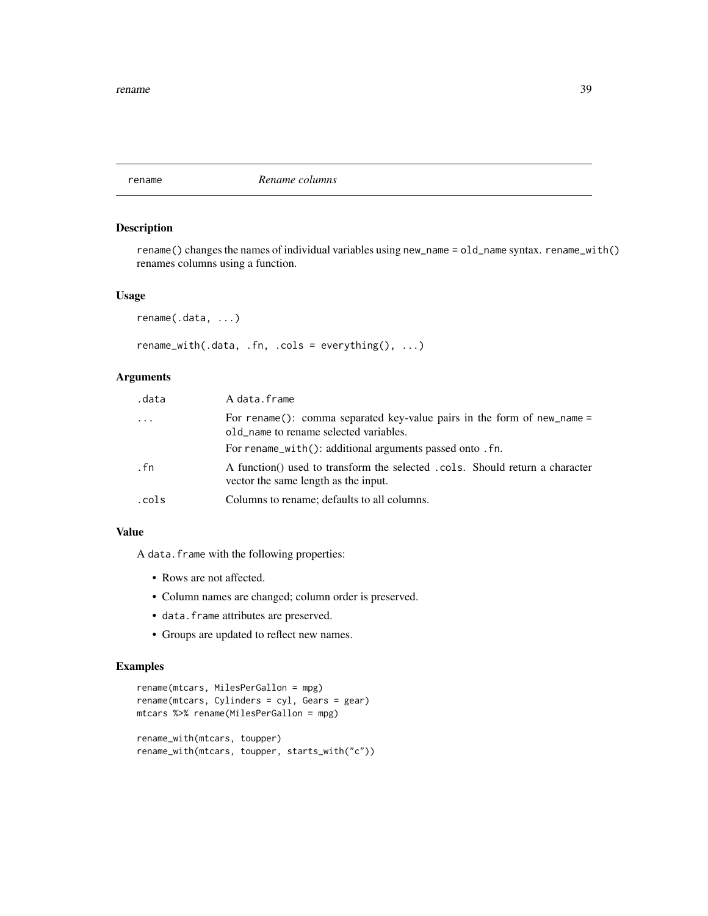## rename *Rename columns*

### Description

`rename()` changes the names of individual variables using `new_name = old_name` syntax. `rename_with()` renames columns using a function.

### Usage

```
rename(.data, ...)

rename_with(.data, .fn, .cols = everything(), ...)
```

### Arguments

| | |
|---|---|
| `.data` | A `data.frame` |
| `...` | For `rename()`: comma separated key-value pairs in the form of `new_name = old_name` to rename selected variables. <br> For `rename_with()`: additional arguments passed onto `.fn`. |
| `.fn` | A function() used to transform the selected `.cols`. Should return a character vector the same length as the input. |
| `.cols` | Columns to rename; defaults to all columns. |

### Value

A `data.frame` with the following properties:

- Rows are not affected.
- Column names are changed; column order is preserved.
- `data.frame` attributes are preserved.
- Groups are updated to reflect new names.

### Examples

```
rename(mtcars, MilesPerGallon = mpg)
rename(mtcars, Cylinders = cyl, Gears = gear)
mtcars %>% rename(MilesPerGallon = mpg)

rename_with(mtcars, toupper)
rename_with(mtcars, toupper, starts_with("c"))
```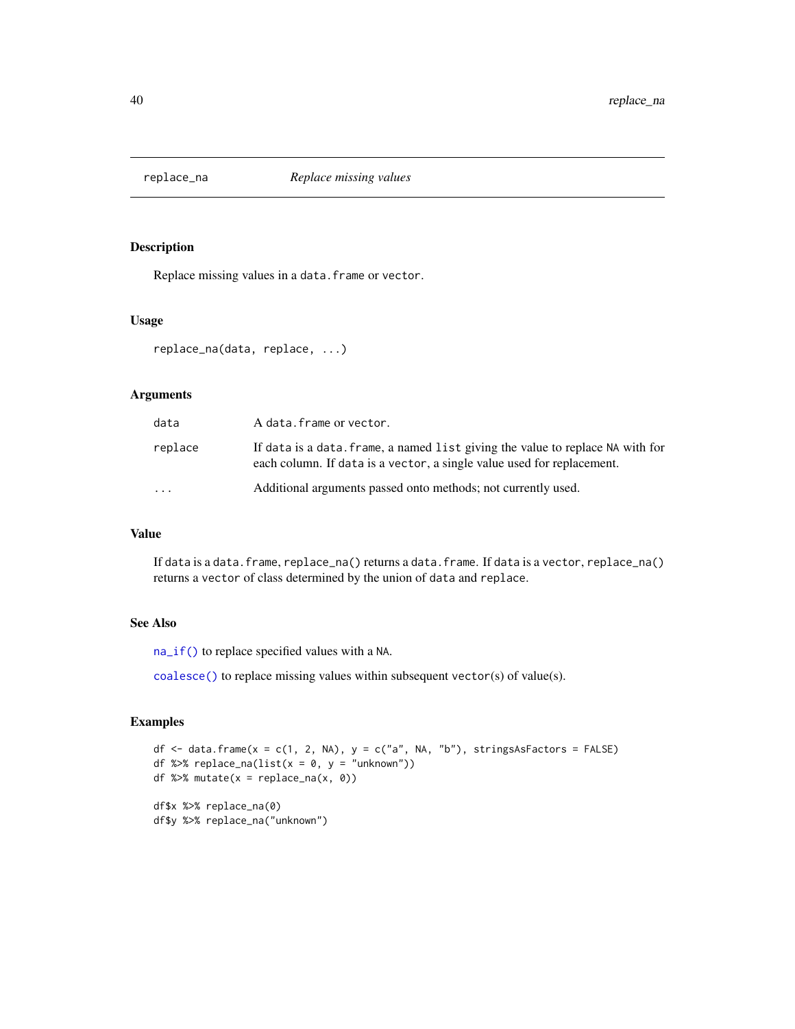## replace_na — *Replace missing values*

### Description

Replace missing values in a `data.frame` or `vector`.

### Usage

```
replace_na(data, replace, ...)
```

### Arguments

| | |
|---|---|
| `data` | A `data.frame` or `vector`. |
| `replace` | If `data` is a `data.frame`, a named `list` giving the value to replace `NA` with for each column. If `data` is a `vector`, a single value used for replacement. |
| `...` | Additional arguments passed onto methods; not currently used. |

### Value

If `data` is a `data.frame`, `replace_na()` returns a `data.frame`. If `data` is a `vector`, `replace_na()` returns a `vector` of class determined by the union of `data` and `replace`.

### See Also

`na_if()` to replace specified values with a `NA`.

`coalesce()` to replace missing values within subsequent `vector`(s) of value(s).

### Examples

```
df <- data.frame(x = c(1, 2, NA), y = c("a", NA, "b"), stringsAsFactors = FALSE)
df %>% replace_na(list(x = 0, y = "unknown"))
df %>% mutate(x = replace_na(x, 0))

df$x %>% replace_na(0)
df$y %>% replace_na("unknown")
```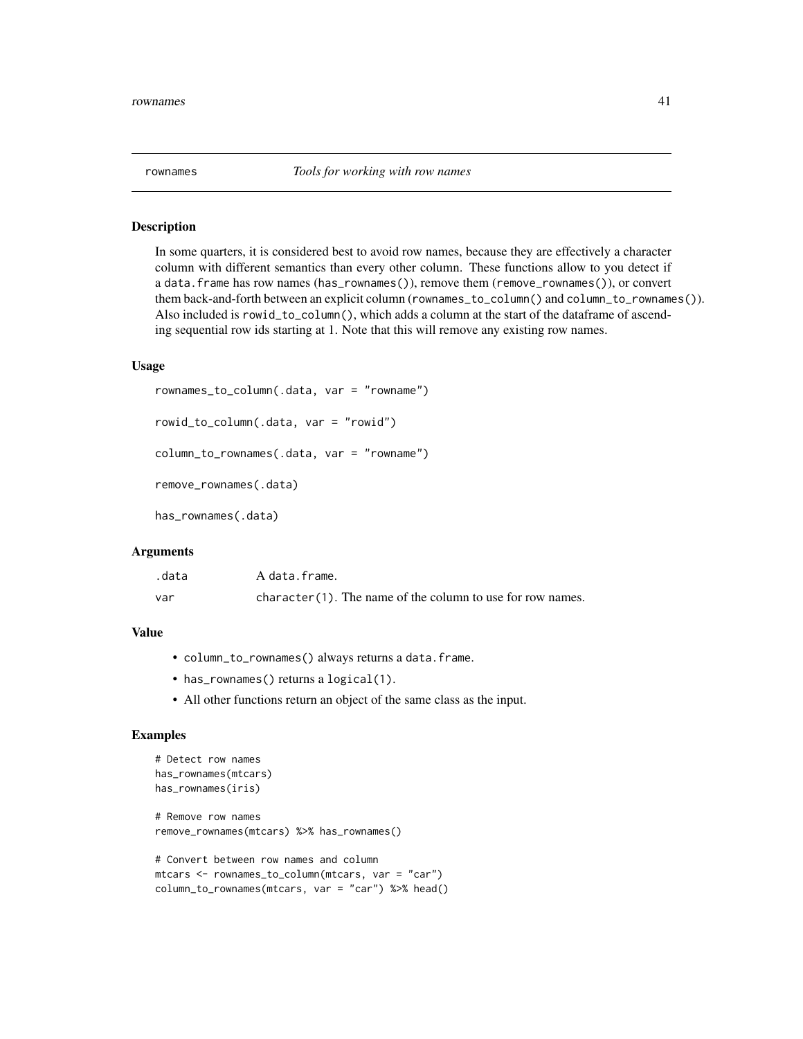## rownames — *Tools for working with row names*

### Description

In some quarters, it is considered best to avoid row names, because they are effectively a character column with different semantics than every other column. These functions allow to you detect if a `data.frame` has row names (`has_rownames()`), remove them (`remove_rownames()`), or convert them back-and-forth between an explicit column (`rownames_to_column()` and `column_to_rownames()`). Also included is `rowid_to_column()`, which adds a column at the start of the dataframe of ascending sequential row ids starting at 1. Note that this will remove any existing row names.

### Usage

```
rownames_to_column(.data, var = "rowname")

rowid_to_column(.data, var = "rowid")

column_to_rownames(.data, var = "rowname")

remove_rownames(.data)

has_rownames(.data)
```

### Arguments

| | |
|---|---|
| `.data` | A `data.frame`. |
| `var` | `character(1)`. The name of the column to use for row names. |

### Value

- `column_to_rownames()` always returns a `data.frame`.
- `has_rownames()` returns a `logical(1)`.
- All other functions return an object of the same class as the input.

### Examples

```
# Detect row names
has_rownames(mtcars)
has_rownames(iris)

# Remove row names
remove_rownames(mtcars) %>% has_rownames()

# Convert between row names and column
mtcars <- rownames_to_column(mtcars, var = "car")
column_to_rownames(mtcars, var = "car") %>% head()
```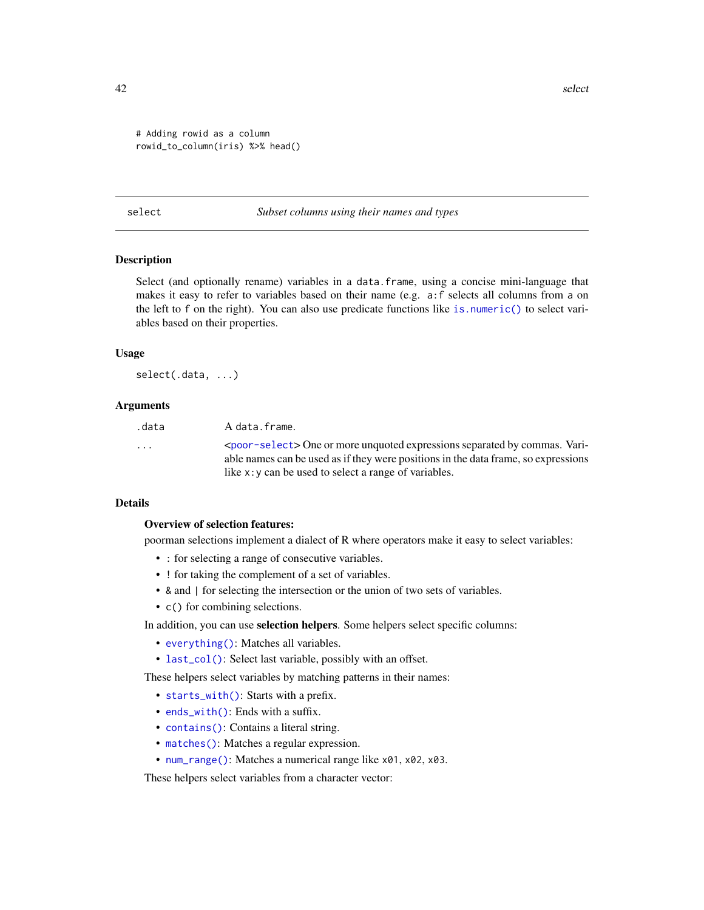```
# Adding rowid as a column
rowid_to_column(iris) %>% head()
```

## select — *Subset columns using their names and types*

### Description

Select (and optionally rename) variables in a `data.frame`, using a concise mini-language that makes it easy to refer to variables based on their name (e.g. `a:f` selects all columns from `a` on the left to `f` on the right). You can also use predicate functions like `is.numeric()` to select variables based on their properties.

### Usage

```
select(.data, ...)
```

### Arguments

| | |
|---|---|
| `.data` | A `data.frame`. |
| `...` | <`poor-select`> One or more unquoted expressions separated by commas. Variable names can be used as if they were positions in the data frame, so expressions like `x:y` can be used to select a range of variables. |

### Details

**Overview of selection features:**

poorman selections implement a dialect of R where operators make it easy to select variables:

- `:` for selecting a range of consecutive variables.
- `!` for taking the complement of a set of variables.
- `&` and `|` for selecting the intersection or the union of two sets of variables.
- `c()` for combining selections.

In addition, you can use **selection helpers**. Some helpers select specific columns:

- `everything()`: Matches all variables.
- `last_col()`: Select last variable, possibly with an offset.

These helpers select variables by matching patterns in their names:

- `starts_with()`: Starts with a prefix.
- `ends_with()`: Ends with a suffix.
- `contains()`: Contains a literal string.
- `matches()`: Matches a regular expression.
- `num_range()`: Matches a numerical range like `x01`, `x02`, `x03`.

These helpers select variables from a character vector: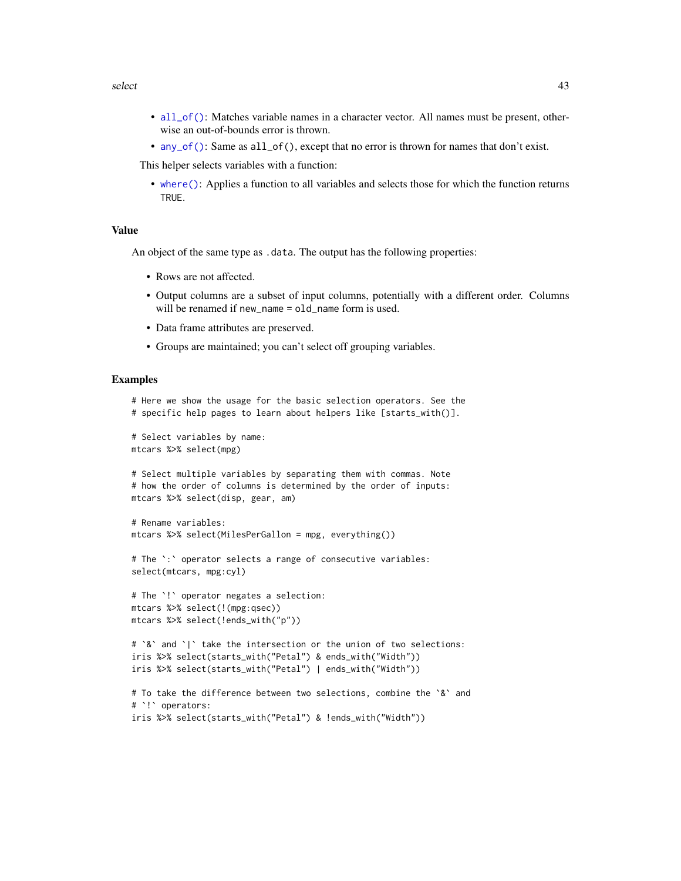- `all_of()`: Matches variable names in a character vector. All names must be present, otherwise an out-of-bounds error is thrown.
- `any_of()`: Same as `all_of()`, except that no error is thrown for names that don't exist.

This helper selects variables with a function:

- `where()`: Applies a function to all variables and selects those for which the function returns `TRUE`.

## Value

An object of the same type as `.data`. The output has the following properties:

- Rows are not affected.
- Output columns are a subset of input columns, potentially with a different order. Columns will be renamed if `new_name = old_name` form is used.
- Data frame attributes are preserved.
- Groups are maintained; you can't select off grouping variables.

## Examples

```
# Here we show the usage for the basic selection operators. See the
# specific help pages to learn about helpers like [starts_with()].

# Select variables by name:
mtcars %>% select(mpg)

# Select multiple variables by separating them with commas. Note
# how the order of columns is determined by the order of inputs:
mtcars %>% select(disp, gear, am)

# Rename variables:
mtcars %>% select(MilesPerGallon = mpg, everything())

# The `:` operator selects a range of consecutive variables:
select(mtcars, mpg:cyl)

# The `!` operator negates a selection:
mtcars %>% select(!(mpg:qsec))
mtcars %>% select(!ends_with("p"))

# `&` and `|` take the intersection or the union of two selections:
iris %>% select(starts_with("Petal") & ends_with("Width"))
iris %>% select(starts_with("Petal") | ends_with("Width"))

# To take the difference between two selections, combine the `&` and
# `!` operators:
iris %>% select(starts_with("Petal") & !ends_with("Width"))
```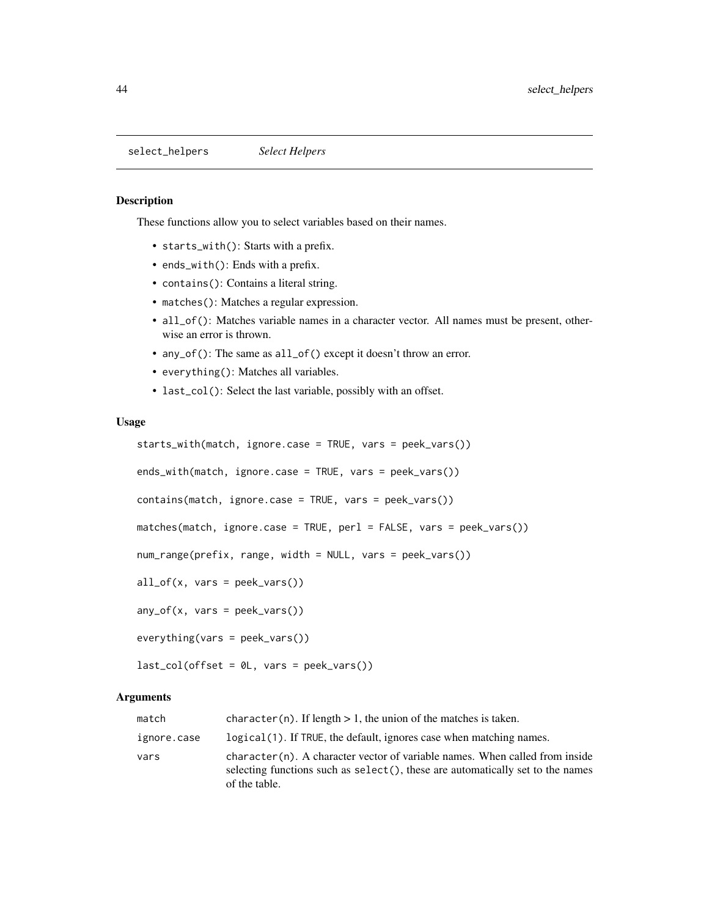select_helpers *Select Helpers*

## Description

These functions allow you to select variables based on their names.

- `starts_with()`: Starts with a prefix.
- `ends_with()`: Ends with a prefix.
- `contains()`: Contains a literal string.
- `matches()`: Matches a regular expression.
- `all_of()`: Matches variable names in a character vector. All names must be present, otherwise an error is thrown.
- `any_of()`: The same as `all_of()` except it doesn't throw an error.
- `everything()`: Matches all variables.
- `last_col()`: Select the last variable, possibly with an offset.

## Usage

```
starts_with(match, ignore.case = TRUE, vars = peek_vars())

ends_with(match, ignore.case = TRUE, vars = peek_vars())

contains(match, ignore.case = TRUE, vars = peek_vars())

matches(match, ignore.case = TRUE, perl = FALSE, vars = peek_vars())

num_range(prefix, range, width = NULL, vars = peek_vars())

all_of(x, vars = peek_vars())

any_of(x, vars = peek_vars())

everything(vars = peek_vars())

last_col(offset = 0L, vars = peek_vars())
```

## Arguments

| | |
|---|---|
| match | `character(n)`. If length > 1, the union of the matches is taken. |
| ignore.case | `logical(1)`. If `TRUE`, the default, ignores case when matching names. |
| vars | `character(n)`. A character vector of variable names. When called from inside selecting functions such as `select()`, these are automatically set to the names of the table. |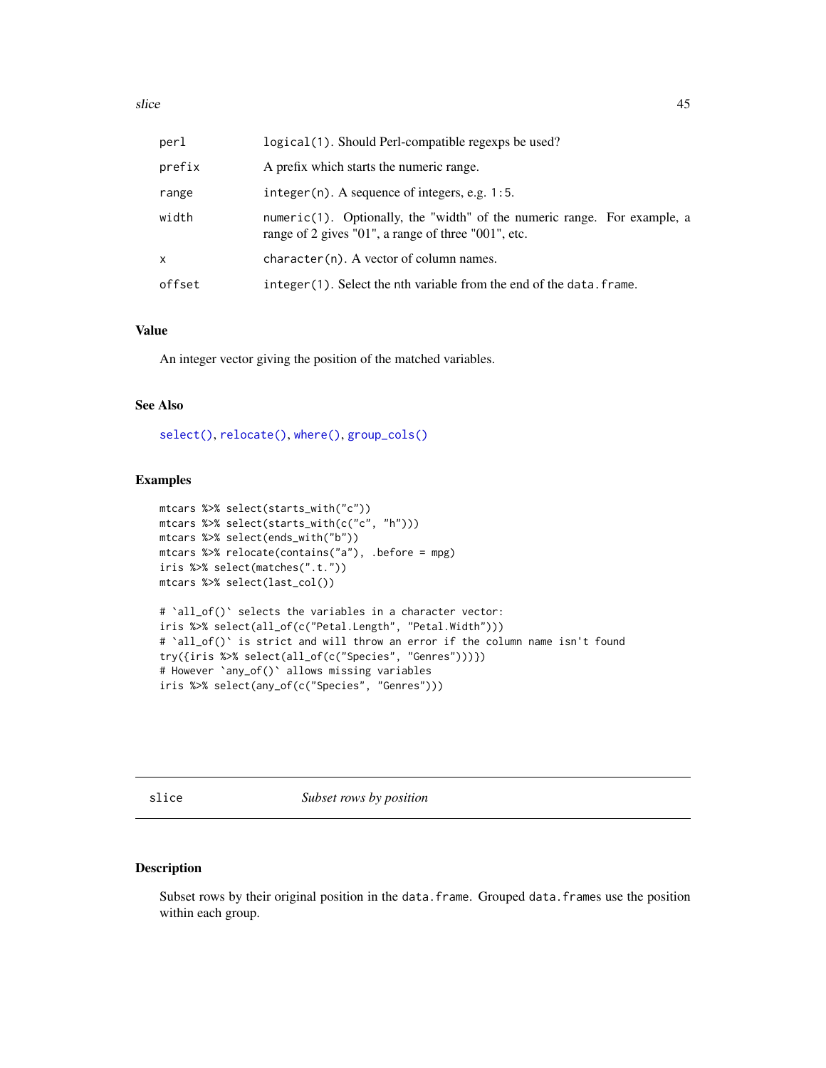| | |
|---|---|
| `perl` | `logical(1)`. Should Perl-compatible regexps be used? |
| `prefix` | A prefix which starts the numeric range. |
| `range` | `integer(n)`. A sequence of integers, e.g. `1:5`. |
| `width` | `numeric(1)`. Optionally, the "width" of the numeric range. For example, a range of 2 gives "01", a range of three "001", etc. |
| `x` | `character(n)`. A vector of column names. |
| `offset` | `integer(1)`. Select the nth variable from the end of the `data.frame`. |

### Value

An integer vector giving the position of the matched variables.

### See Also

`select()`, `relocate()`, `where()`, `group_cols()`

### Examples

```
mtcars %>% select(starts_with("c"))
mtcars %>% select(starts_with(c("c", "h")))
mtcars %>% select(ends_with("b"))
mtcars %>% relocate(contains("a"), .before = mpg)
iris %>% select(matches(".t."))
mtcars %>% select(last_col())

# `all_of()` selects the variables in a character vector:
iris %>% select(all_of(c("Petal.Length", "Petal.Width")))
# `all_of()` is strict and will throw an error if the column name isn't found
try({iris %>% select(all_of(c("Species", "Genres")))})
# However `any_of()` allows missing variables
iris %>% select(any_of(c("Species", "Genres")))
```

---

## slice — *Subset rows by position*

### Description

Subset rows by their original position in the `data.frame`. Grouped `data.frames` use the position within each group.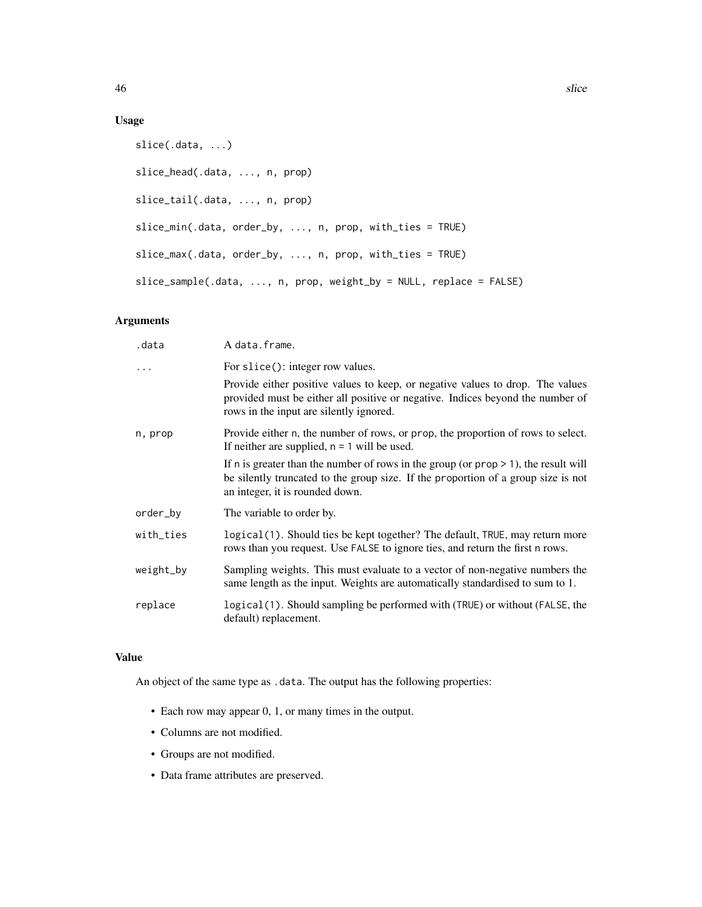### Usage

```
slice(.data, ...)

slice_head(.data, ..., n, prop)

slice_tail(.data, ..., n, prop)

slice_min(.data, order_by, ..., n, prop, with_ties = TRUE)

slice_max(.data, order_by, ..., n, prop, with_ties = TRUE)

slice_sample(.data, ..., n, prop, weight_by = NULL, replace = FALSE)
```

### Arguments

| | |
|---|---|
| `.data` | A `data.frame`. |
| `...` | For `slice()`: integer row values. <br><br> Provide either positive values to keep, or negative values to drop. The values provided must be either all positive or negative. Indices beyond the number of rows in the input are silently ignored. |
| `n, prop` | Provide either `n`, the number of rows, or `prop`, the proportion of rows to select. If neither are supplied, `n = 1` will be used. <br><br> If `n` is greater than the number of rows in the group (or `prop > 1`), the result will be silently truncated to the group size. If the `proportion` of a group size is not an integer, it is rounded down. |
| `order_by` | The variable to order by. |
| `with_ties` | `logical(1)`. Should ties be kept together? The default, `TRUE`, may return more rows than you request. Use `FALSE` to ignore ties, and return the first `n` rows. |
| `weight_by` | Sampling weights. This must evaluate to a vector of non-negative numbers the same length as the input. Weights are automatically standardised to sum to 1. |
| `replace` | `logical(1)`. Should sampling be performed with (`TRUE`) or without (`FALSE`, the default) replacement. |

### Value

An object of the same type as `.data`. The output has the following properties:

- Each row may appear 0, 1, or many times in the output.
- Columns are not modified.
- Groups are not modified.
- Data frame attributes are preserved.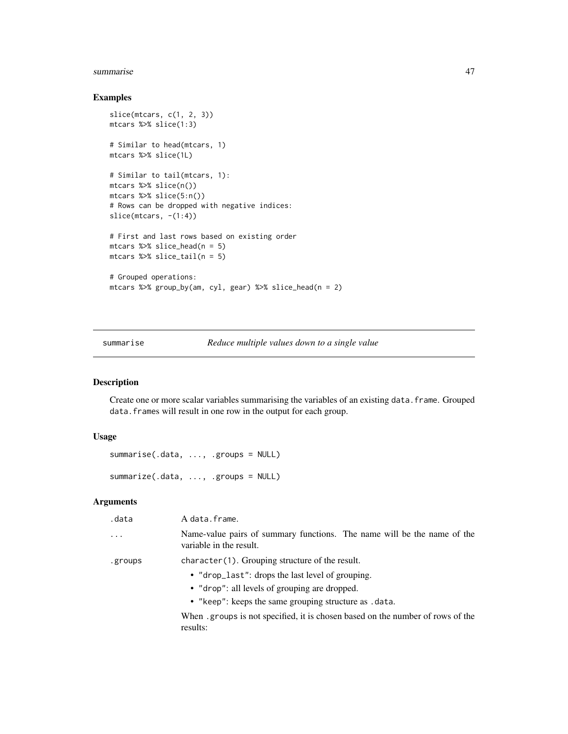### Examples

```
slice(mtcars, c(1, 2, 3))
mtcars %>% slice(1:3)

# Similar to head(mtcars, 1)
mtcars %>% slice(1L)

# Similar to tail(mtcars, 1):
mtcars %>% slice(n())
mtcars %>% slice(5:n())
# Rows can be dropped with negative indices:
slice(mtcars, -(1:4))

# First and last rows based on existing order
mtcars %>% slice_head(n = 5)
mtcars %>% slice_tail(n = 5)

# Grouped operations:
mtcars %>% group_by(am, cyl, gear) %>% slice_head(n = 2)
```

---

## summarise — *Reduce multiple values down to a single value*

---

### Description

Create one or more scalar variables summarising the variables of an existing `data.frame`. Grouped `data.frame`s will result in one row in the output for each group.

### Usage

```
summarise(.data, ..., .groups = NULL)

summarize(.data, ..., .groups = NULL)
```

### Arguments

| | |
|---|---|
| `.data` | A `data.frame`. |
| `...` | Name-value pairs of summary functions. The name will be the name of the variable in the result. |
| `.groups` | `character(1)`. Grouping structure of the result.<br>• `"drop_last"`: drops the last level of grouping.<br>• `"drop"`: all levels of grouping are dropped.<br>• `"keep"`: keeps the same grouping structure as `.data`.<br><br>When `.groups` is not specified, it is chosen based on the number of rows of the results: |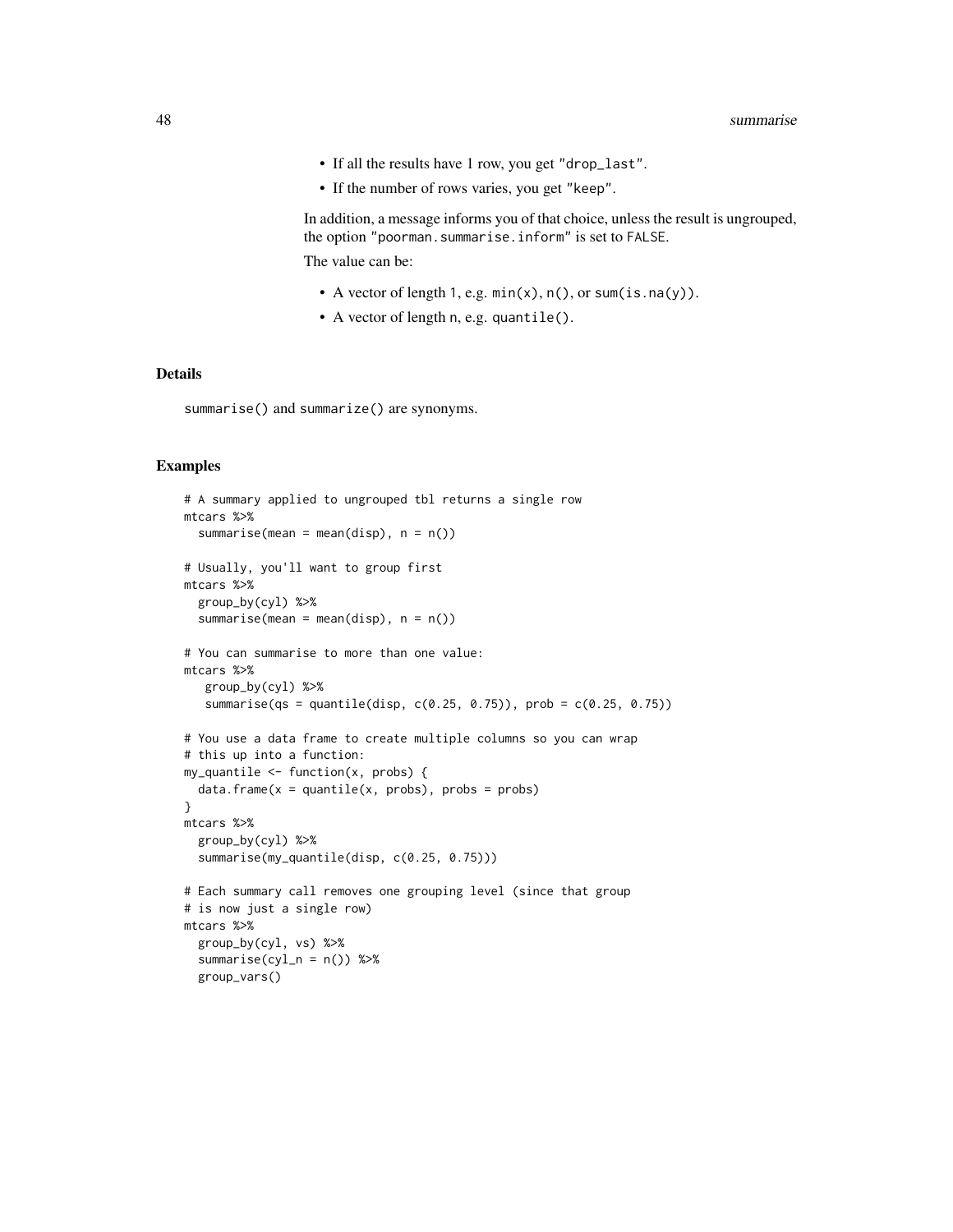- If all the results have 1 row, you get "drop_last".
- If the number of rows varies, you get "keep".

In addition, a message informs you of that choice, unless the result is ungrouped, the option "poorman.summarise.inform" is set to FALSE.

The value can be:

- A vector of length 1, e.g. `min(x)`, `n()`, or `sum(is.na(y))`.
- A vector of length n, e.g. `quantile()`.

### Details

`summarise()` and `summarize()` are synonyms.

### Examples

```
# A summary applied to ungrouped tbl returns a single row
mtcars %>%
  summarise(mean = mean(disp), n = n())

# Usually, you'll want to group first
mtcars %>%
  group_by(cyl) %>%
  summarise(mean = mean(disp), n = n())

# You can summarise to more than one value:
mtcars %>%
   group_by(cyl) %>%
   summarise(qs = quantile(disp, c(0.25, 0.75)), prob = c(0.25, 0.75))

# You use a data frame to create multiple columns so you can wrap
# this up into a function:
my_quantile <- function(x, probs) {
  data.frame(x = quantile(x, probs), probs = probs)
}
mtcars %>%
  group_by(cyl) %>%
  summarise(my_quantile(disp, c(0.25, 0.75)))

# Each summary call removes one grouping level (since that group
# is now just a single row)
mtcars %>%
  group_by(cyl, vs) %>%
  summarise(cyl_n = n()) %>%
  group_vars()
```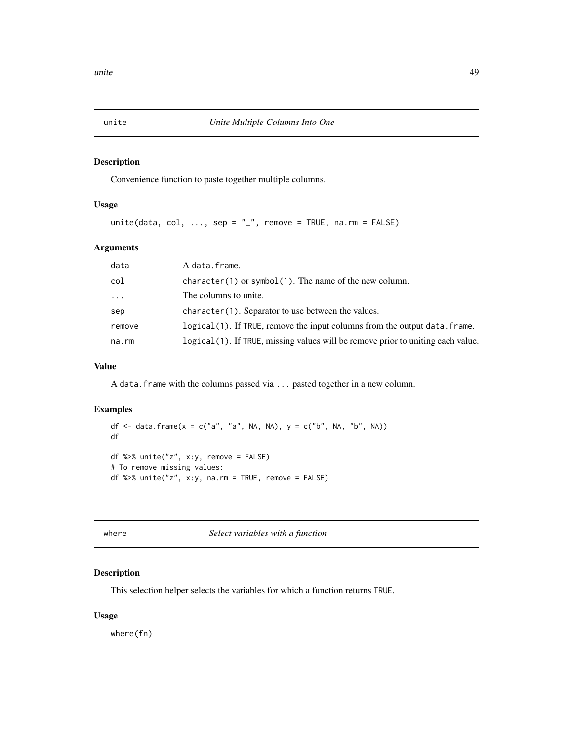## unite — *Unite Multiple Columns Into One*

### Description

Convenience function to paste together multiple columns.

### Usage

```
unite(data, col, ..., sep = "_", remove = TRUE, na.rm = FALSE)
```

### Arguments

| | |
|---|---|
| data | A `data.frame`. |
| col | `character(1)` or `symbol(1)`. The name of the new column. |
| ... | The columns to unite. |
| sep | `character(1)`. Separator to use between the values. |
| remove | `logical(1)`. If `TRUE`, remove the input columns from the output `data.frame`. |
| na.rm | `logical(1)`. If `TRUE`, missing values will be remove prior to uniting each value. |

### Value

A `data.frame` with the columns passed via `...` pasted together in a new column.

### Examples

```
df <- data.frame(x = c("a", "a", NA, NA), y = c("b", NA, "b", NA))
df

df %>% unite("z", x:y, remove = FALSE)
# To remove missing values:
df %>% unite("z", x:y, na.rm = TRUE, remove = FALSE)
```

## where — *Select variables with a function*

### Description

This selection helper selects the variables for which a function returns `TRUE`.

### Usage

```
where(fn)
```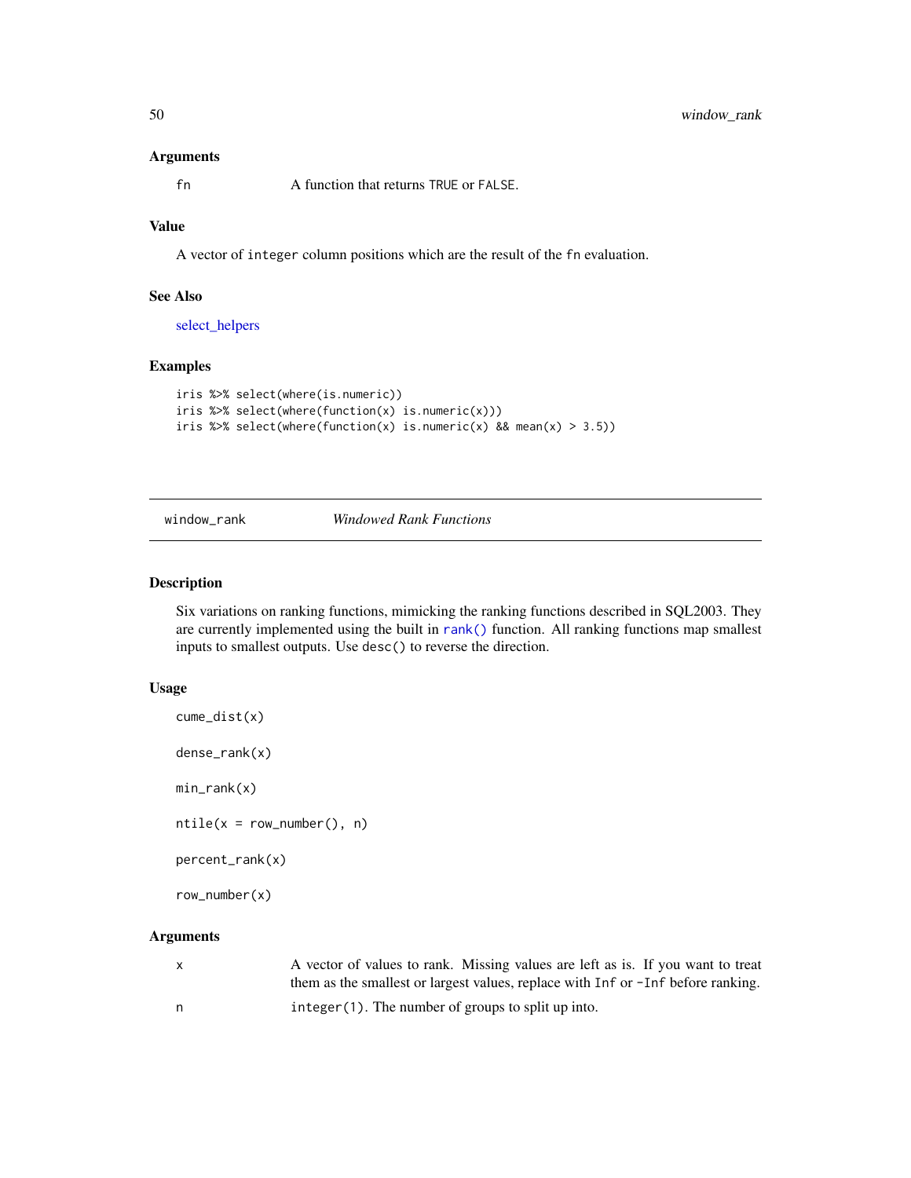### Arguments

| | |
|---|---|
| `fn` | A function that returns `TRUE` or `FALSE`. |

### Value

A vector of `integer` column positions which are the result of the `fn` evaluation.

### See Also

select_helpers

### Examples

```
iris %>% select(where(is.numeric))
iris %>% select(where(function(x) is.numeric(x)))
iris %>% select(where(function(x) is.numeric(x) && mean(x) > 3.5))
```

---

## window_rank — *Windowed Rank Functions*

### Description

Six variations on ranking functions, mimicking the ranking functions described in SQL2003. They are currently implemented using the built in `rank()` function. All ranking functions map smallest inputs to smallest outputs. Use `desc()` to reverse the direction.

### Usage

```
cume_dist(x)

dense_rank(x)

min_rank(x)

ntile(x = row_number(), n)

percent_rank(x)

row_number(x)
```

### Arguments

| | |
|---|---|
| `x` | A vector of values to rank. Missing values are left as is. If you want to treat them as the smallest or largest values, replace with `Inf` or `-Inf` before ranking. |
| `n` | `integer(1)`. The number of groups to split up into. |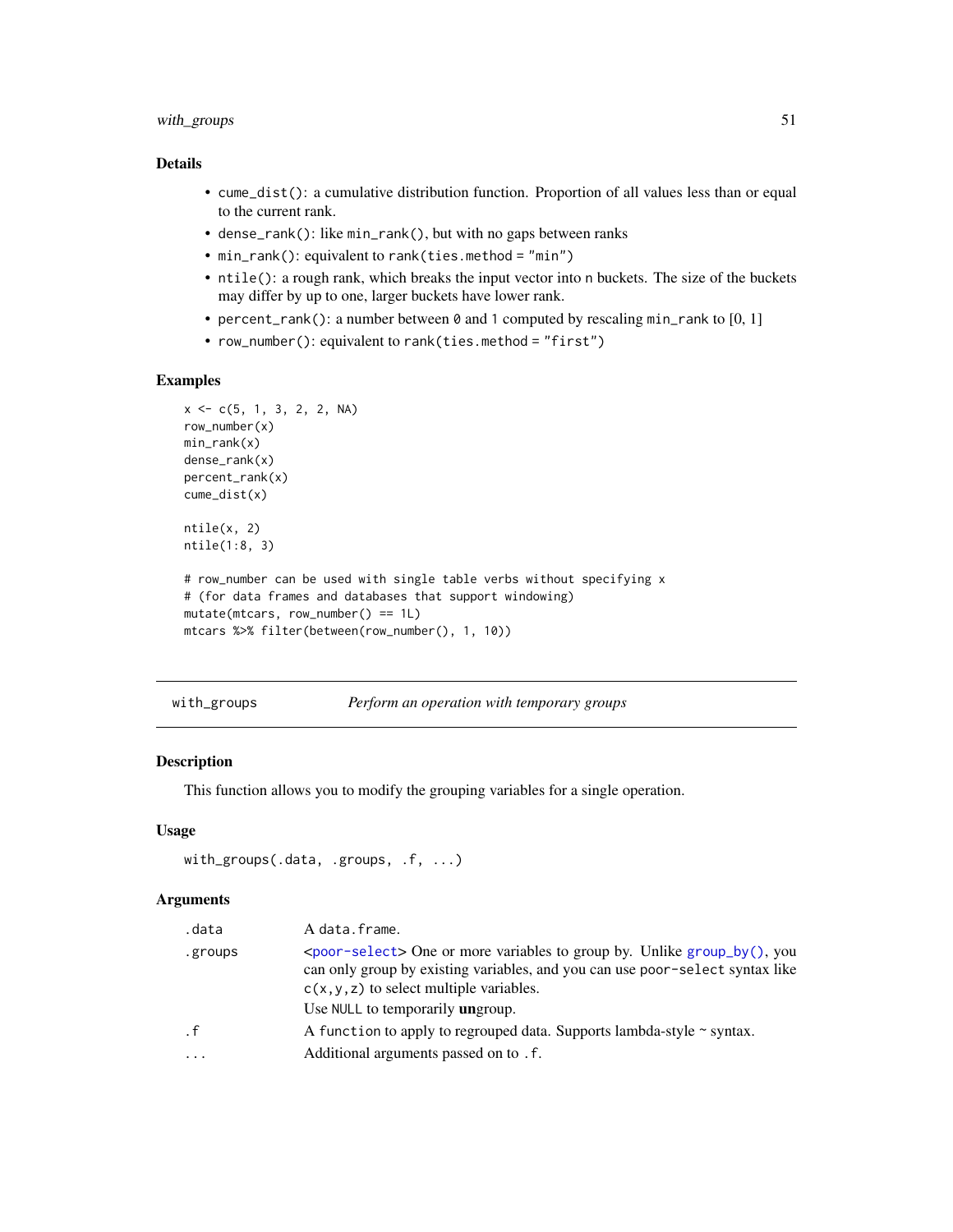### Details

- `cume_dist()`: a cumulative distribution function. Proportion of all values less than or equal to the current rank.
- `dense_rank()`: like `min_rank()`, but with no gaps between ranks
- `min_rank()`: equivalent to `rank(ties.method = "min")`
- `ntile()`: a rough rank, which breaks the input vector into `n` buckets. The size of the buckets may differ by up to one, larger buckets have lower rank.
- `percent_rank()`: a number between `0` and `1` computed by rescaling `min_rank` to [0, 1]
- `row_number()`: equivalent to `rank(ties.method = "first")`

### Examples

```
x <- c(5, 1, 3, 2, 2, NA)
row_number(x)
min_rank(x)
dense_rank(x)
percent_rank(x)
cume_dist(x)

ntile(x, 2)
ntile(1:8, 3)

# row_number can be used with single table verbs without specifying x
# (for data frames and databases that support windowing)
mutate(mtcars, row_number() == 1L)
mtcars %>% filter(between(row_number(), 1, 10))
```

---

## with_groups — *Perform an operation with temporary groups*

### Description

This function allows you to modify the grouping variables for a single operation.

### Usage

```
with_groups(.data, .groups, .f, ...)
```

### Arguments

| | |
|---|---|
| `.data` | A `data.frame`. |
| `.groups` | <`poor-select`> One or more variables to group by. Unlike `group_by()`, you can only group by existing variables, and you can use `poor-select` syntax like `c(x,y,z)` to select multiple variables. Use `NULL` to temporarily **un**group. |
| `.f` | A `function` to apply to regrouped data. Supports lambda-style `~` syntax. |
| `...` | Additional arguments passed on to `.f`. |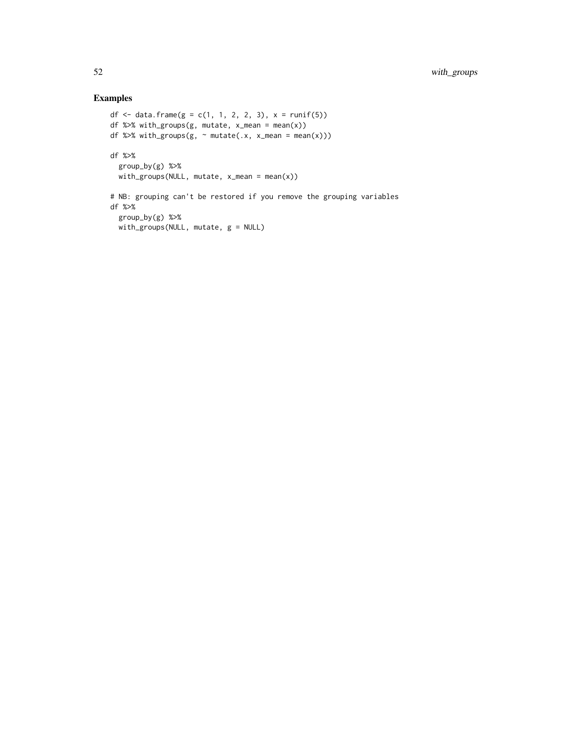## Examples

```
df <- data.frame(g = c(1, 1, 2, 2, 3), x = runif(5))
df %>% with_groups(g, mutate, x_mean = mean(x))
df %>% with_groups(g, ~ mutate(.x, x_mean = mean(x)))

df %>%
  group_by(g) %>%
  with_groups(NULL, mutate, x_mean = mean(x))

# NB: grouping can't be restored if you remove the grouping variables
df %>%
  group_by(g) %>%
  with_groups(NULL, mutate, g = NULL)
```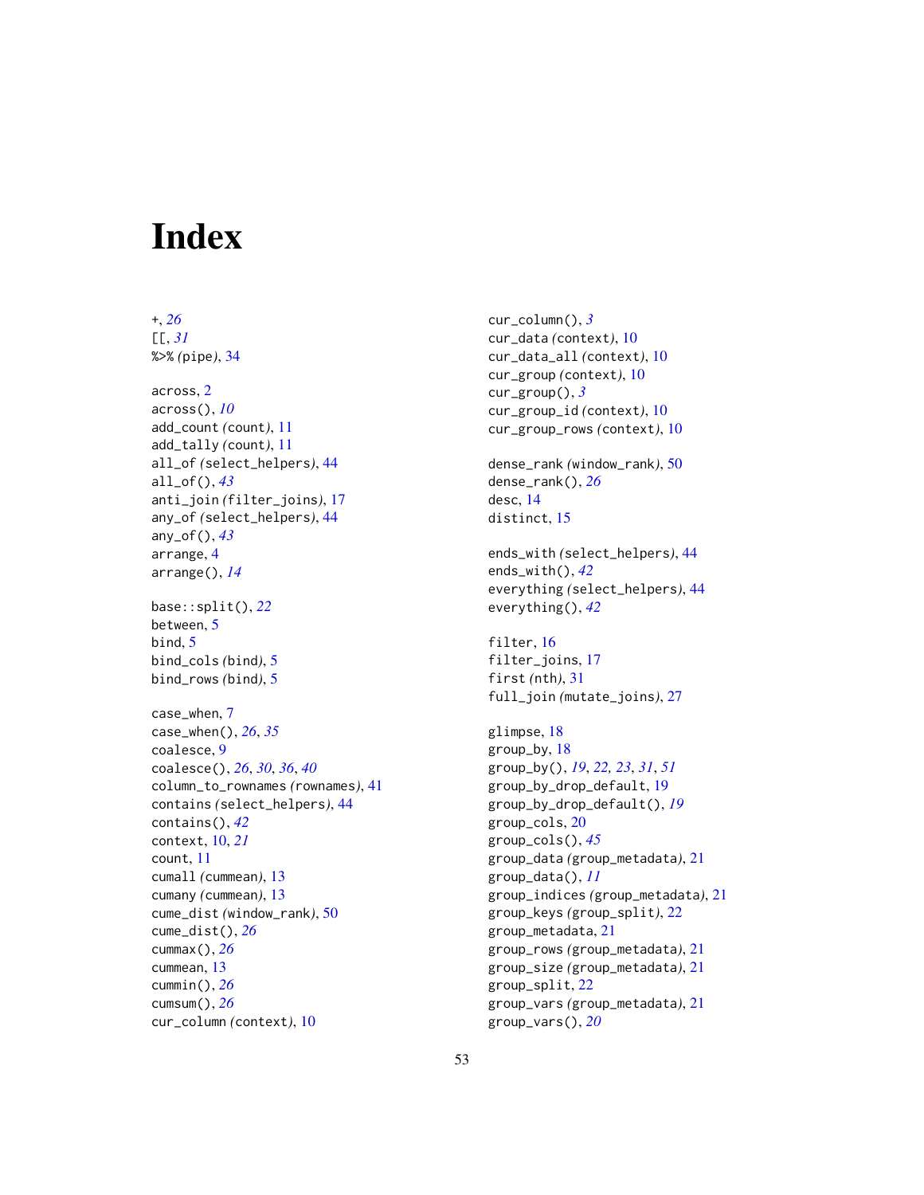# Index

+, *26*
[[, *31*
%>% (pipe), 34

across, 2
across(), *10*
add_count (count), 11
add_tally (count), 11
all_of (select_helpers), 44
all_of(), *43*
anti_join (filter_joins), 17
any_of (select_helpers), 44
any_of(), *43*
arrange, 4
arrange(), *14*

base::split(), *22*
between, 5
bind, 5
bind_cols (bind), 5
bind_rows (bind), 5

case_when, 7
case_when(), *26*, *35*
coalesce, 9
coalesce(), *26*, *30*, *36*, *40*
column_to_rownames (rownames), 41
contains (select_helpers), 44
contains(), *42*
context, 10, *21*
count, 11
cumall (cummean), 13
cumany (cummean), 13
cume_dist (window_rank), 50
cume_dist(), *26*
cummax(), *26*
cummean, 13
cummin(), *26*
cumsum(), *26*
cur_column (context), 10
cur_column(), *3*
cur_data (context), 10
cur_data_all (context), 10
cur_group (context), 10
cur_group(), *3*
cur_group_id (context), 10
cur_group_rows (context), 10

dense_rank (window_rank), 50
dense_rank(), *26*
desc, 14
distinct, 15

ends_with (select_helpers), 44
ends_with(), *42*
everything (select_helpers), 44
everything(), *42*

filter, 16
filter_joins, 17
first (nth), 31
full_join (mutate_joins), 27

glimpse, 18
group_by, 18
group_by(), *19*, *22*, *23*, *31*, *51*
group_by_drop_default, 19
group_by_drop_default(), *19*
group_cols, 20
group_cols(), *45*
group_data (group_metadata), 21
group_data(), *11*
group_indices (group_metadata), 21
group_keys (group_split), 22
group_metadata, 21
group_rows (group_metadata), 21
group_size (group_metadata), 21
group_split, 22
group_vars (group_metadata), 21
group_vars(), *20*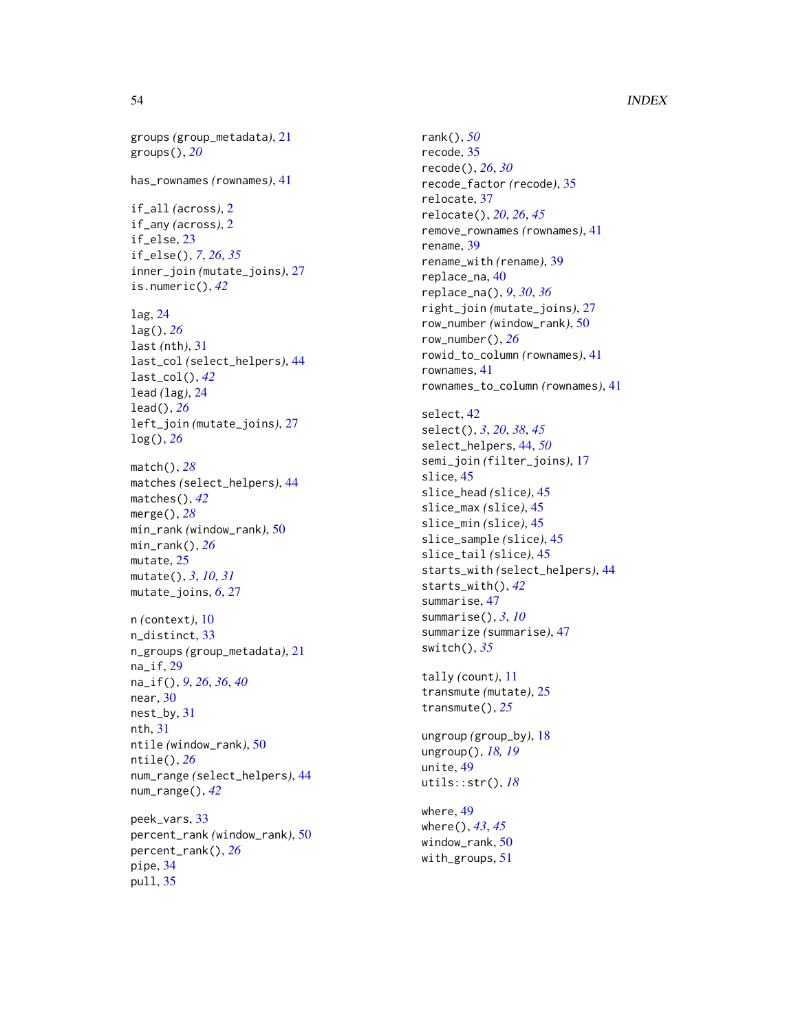groups (group_metadata), 21
groups(), *20*

has_rownames (rownames), 41

if_all (across), 2
if_any (across), 2
if_else, 23
if_else(), *7*, *26*, *35*
inner_join (mutate_joins), 27
is.numeric(), *42*

lag, 24
lag(), *26*
last (nth), 31
last_col (select_helpers), 44
last_col(), *42*
lead (lag), 24
lead(), *26*
left_join (mutate_joins), 27
log(), *26*

match(), *28*
matches (select_helpers), 44
matches(), *42*
merge(), *28*
min_rank (window_rank), 50
min_rank(), *26*
mutate, 25
mutate(), *3*, *10*, *31*
mutate_joins, *6*, 27

n (context), 10
n_distinct, 33
n_groups (group_metadata), 21
na_if, 29
na_if(), *9*, *26*, *36*, *40*
near, 30
nest_by, 31
nth, 31
ntile (window_rank), 50
ntile(), *26*
num_range (select_helpers), 44
num_range(), *42*

peek_vars, 33
percent_rank (window_rank), 50
percent_rank(), *26*
pipe, 34
pull, 35

rank(), *50*
recode, 35
recode(), *26*, *30*
recode_factor (recode), 35
relocate, 37
relocate(), *20*, *26*, *45*
remove_rownames (rownames), 41
rename, 39
rename_with (rename), 39
replace_na, 40
replace_na(), *9*, *30*, *36*
right_join (mutate_joins), 27
row_number (window_rank), 50
row_number(), *26*
rowid_to_column (rownames), 41
rownames, 41
rownames_to_column (rownames), 41

select, 42
select(), *3*, *20*, *38*, *45*
select_helpers, 44, *50*
semi_join (filter_joins), 17
slice, 45
slice_head (slice), 45
slice_max (slice), 45
slice_min (slice), 45
slice_sample (slice), 45
slice_tail (slice), 45
starts_with (select_helpers), 44
starts_with(), *42*
summarise, 47
summarise(), *3*, *10*
summarize (summarise), 47
switch(), *35*

tally (count), 11
transmute (mutate), 25
transmute(), *25*

ungroup (group_by), 18
ungroup(), *18, 19*
unite, 49
utils::str(), *18*

where, 49
where(), *43*, *45*
window_rank, 50
with_groups, 51